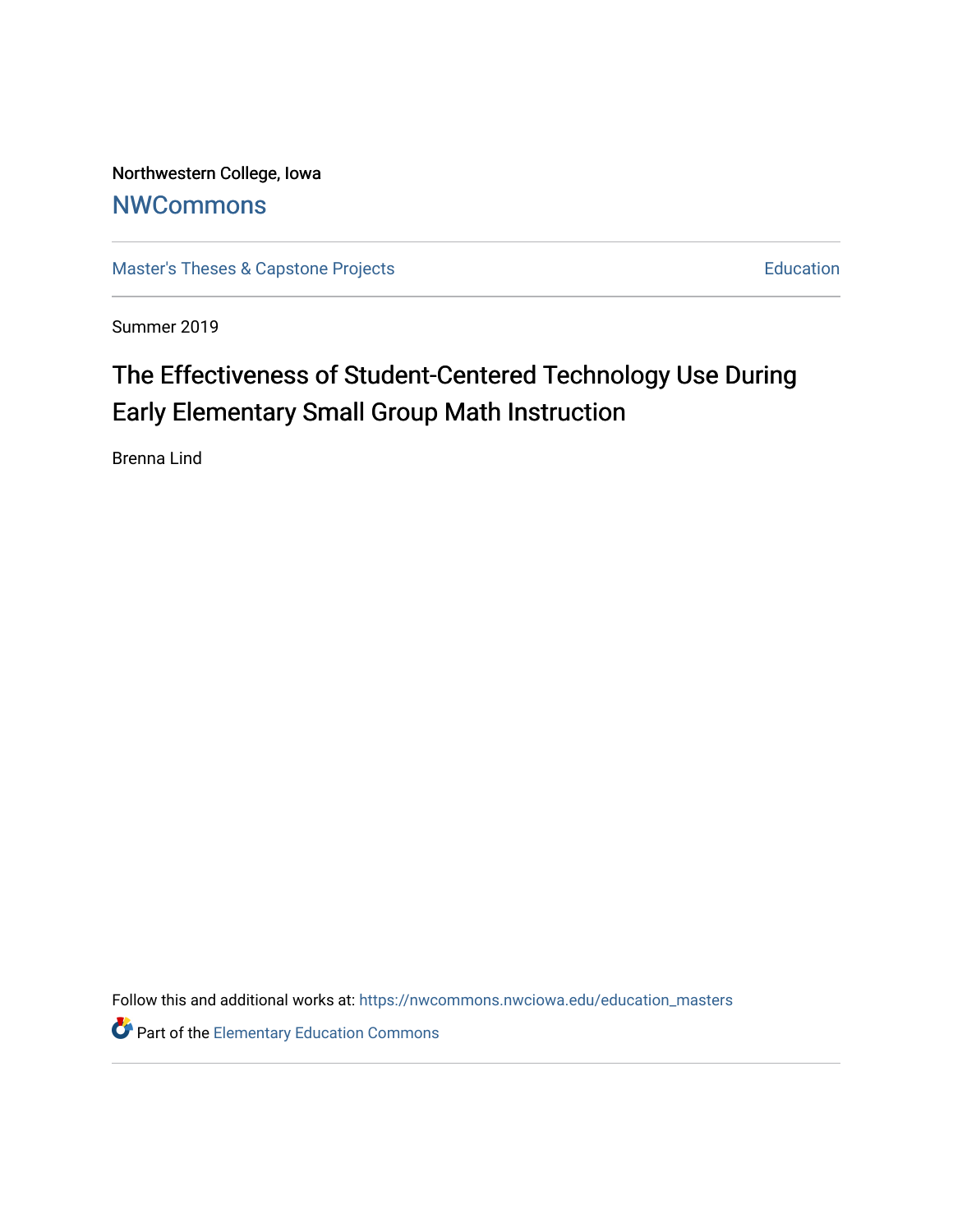Northwestern College, Iowa

# NWCommons

Master's Theses & Capstone Projects | Education

Summer 2019

## The Effectiveness of Student-Centered Technology Use During Early Elementary Small Group Math Instruction

Brenna Lind

Follow this and additional works at: https://nwcommons.nwciowa.edu/education_masters

Part of the Elementary Education Commons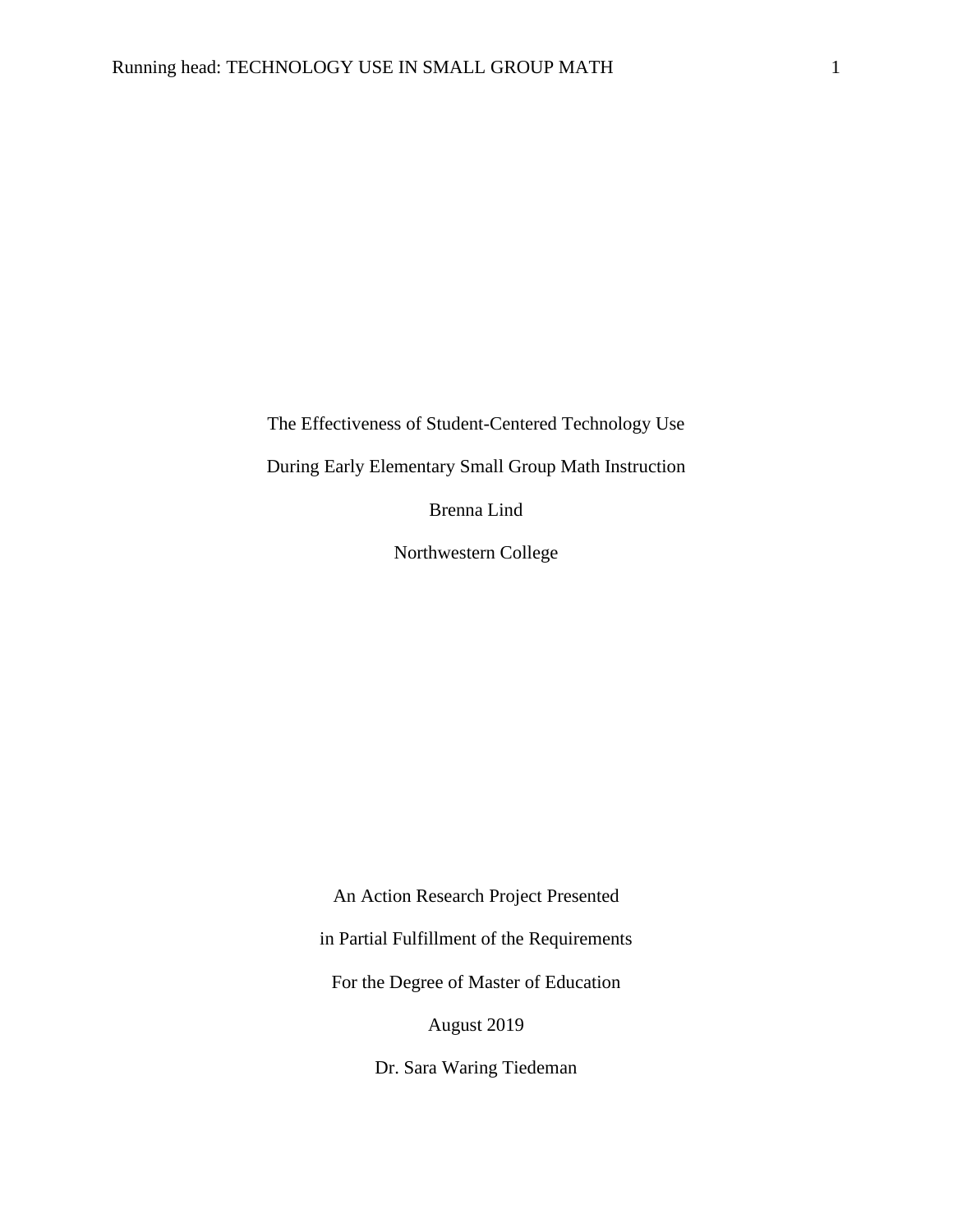The Effectiveness of Student-Centered Technology Use

During Early Elementary Small Group Math Instruction

Brenna Lind

Northwestern College

An Action Research Project Presented

in Partial Fulfillment of the Requirements

For the Degree of Master of Education

August 2019

Dr. Sara Waring Tiedeman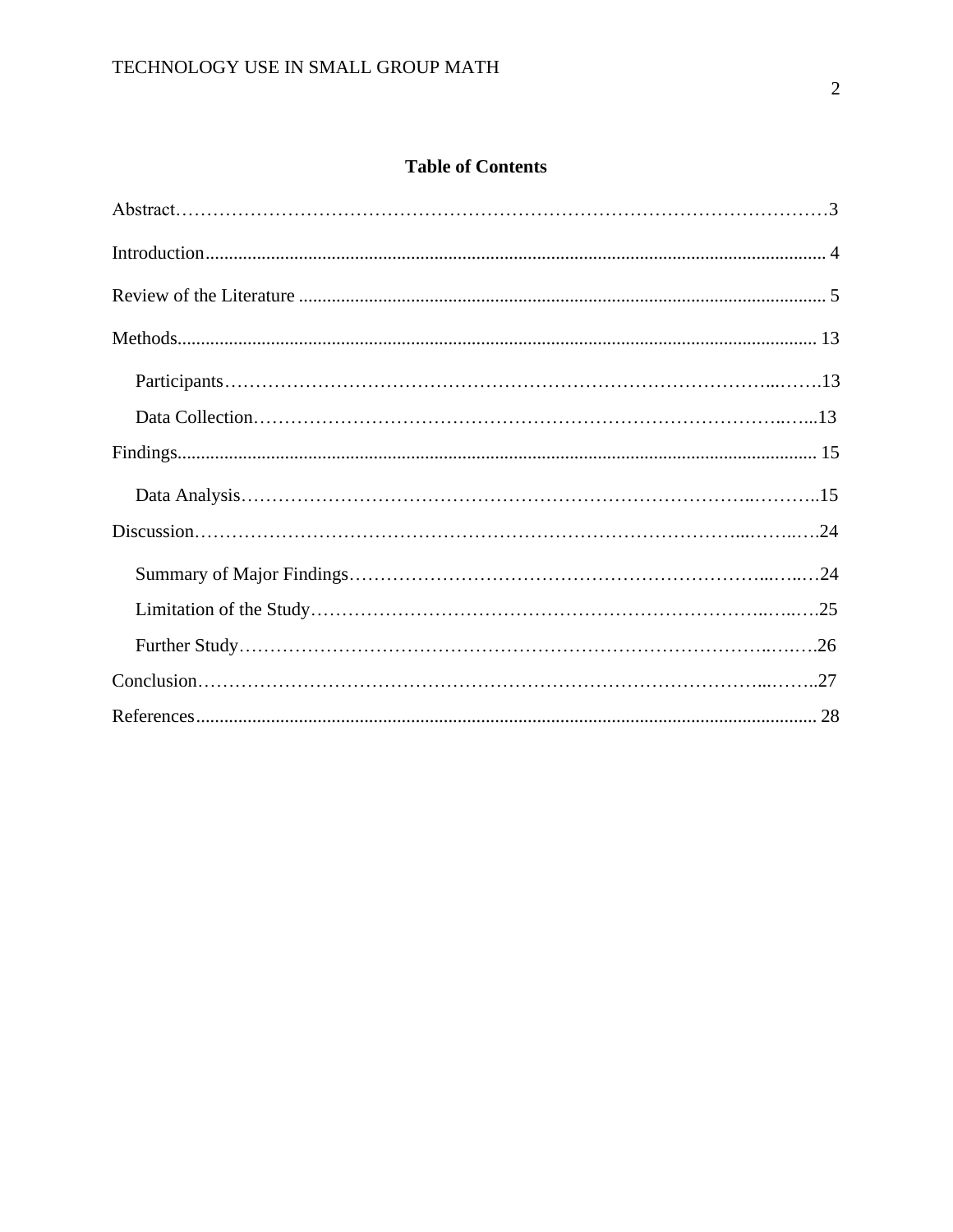# Table of Contents

Abstract……………………………………………………………………………………………3

Introduction.................................................................................................................................. 4

Review of the Literature .............................................................................................................. 5

Methods........................................................................................................................................ 13

- Participants……………………………………………………………………………..…….13
- Data Collection……………………………………………………………………….…...13

Findings......................................................................................................................................... 15

- Data Analysis…………………………………………………………………….……….15

Discussion…………………………………………………………………………………...……..….24

- Summary of Major Findings………………………………………………………...…..…24
- Limitation of the Study…………………………………………………………….….….25
- Further Study…………………………………………………………………….….….26

Conclusion……………………………………………………………………………...……..27

References.................................................................................................................................... 28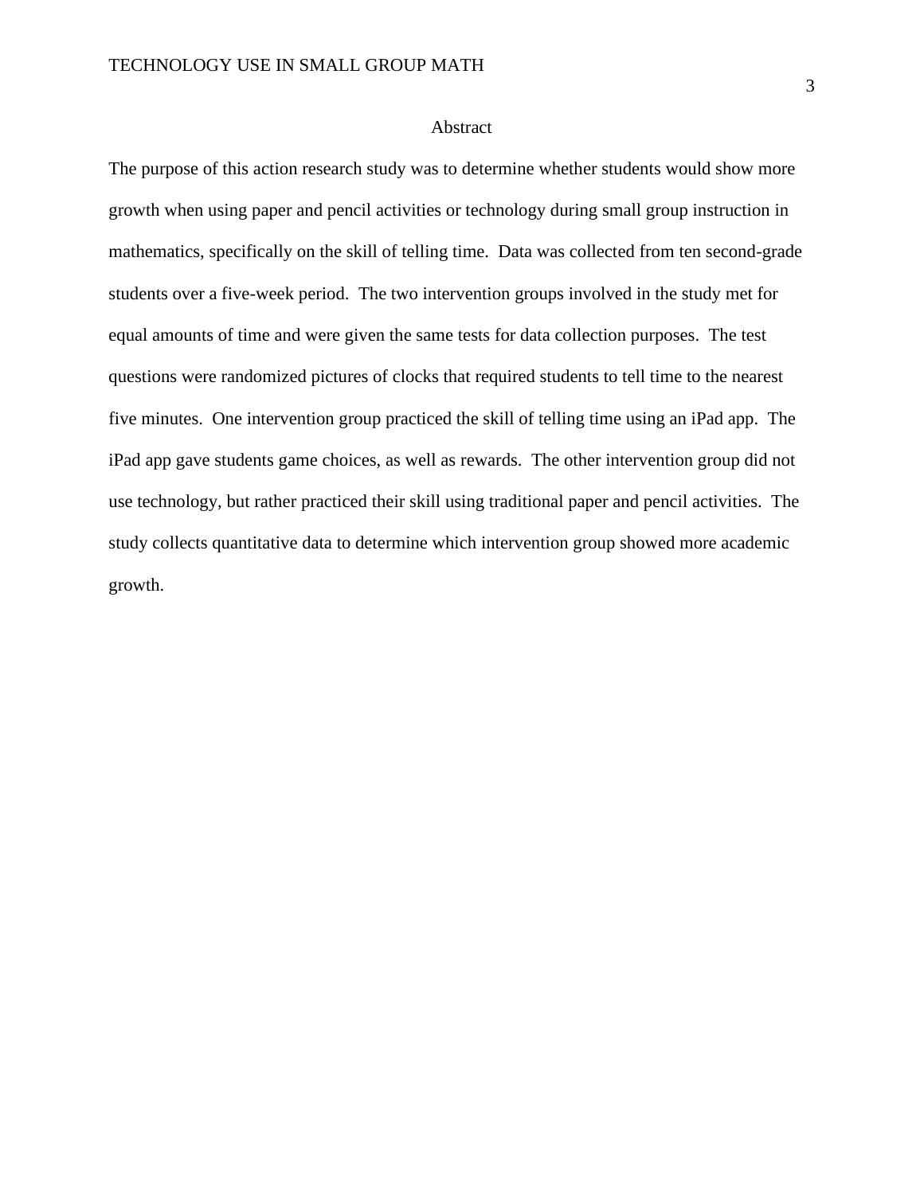# Abstract

The purpose of this action research study was to determine whether students would show more growth when using paper and pencil activities or technology during small group instruction in mathematics, specifically on the skill of telling time. Data was collected from ten second-grade students over a five-week period. The two intervention groups involved in the study met for equal amounts of time and were given the same tests for data collection purposes. The test questions were randomized pictures of clocks that required students to tell time to the nearest five minutes. One intervention group practiced the skill of telling time using an iPad app. The iPad app gave students game choices, as well as rewards. The other intervention group did not use technology, but rather practiced their skill using traditional paper and pencil activities. The study collects quantitative data to determine which intervention group showed more academic growth.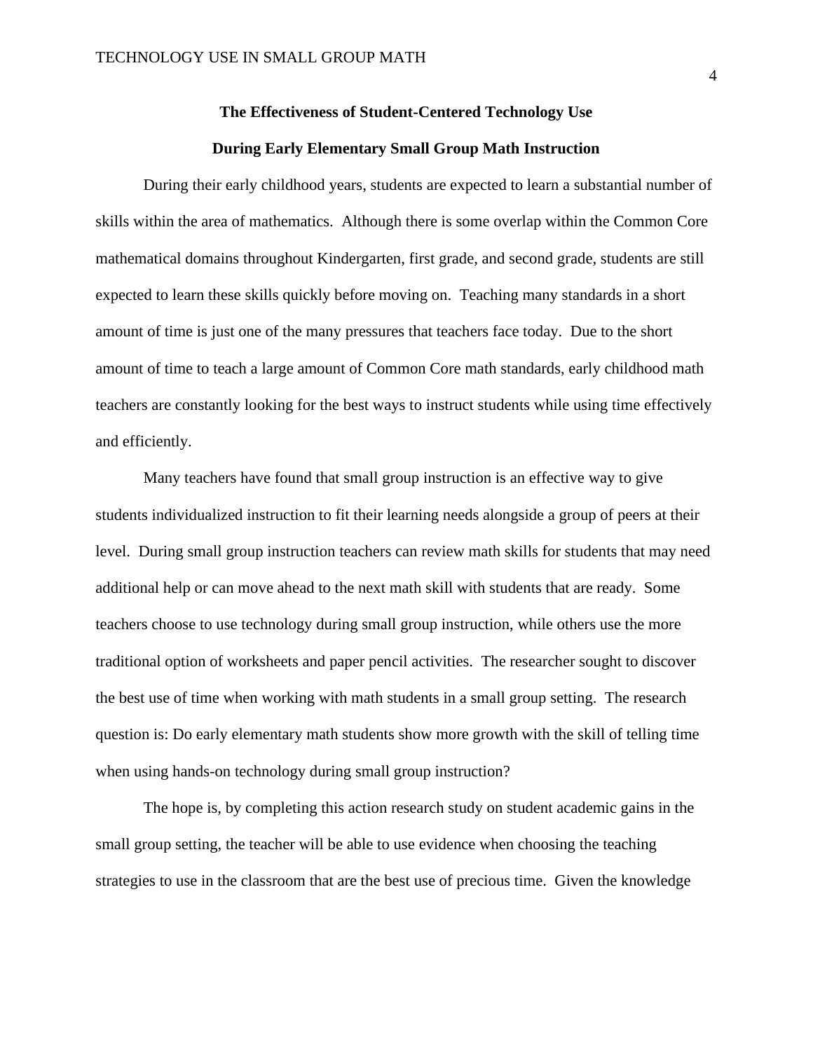## The Effectiveness of Student-Centered Technology Use During Early Elementary Small Group Math Instruction

During their early childhood years, students are expected to learn a substantial number of skills within the area of mathematics. Although there is some overlap within the Common Core mathematical domains throughout Kindergarten, first grade, and second grade, students are still expected to learn these skills quickly before moving on. Teaching many standards in a short amount of time is just one of the many pressures that teachers face today. Due to the short amount of time to teach a large amount of Common Core math standards, early childhood math teachers are constantly looking for the best ways to instruct students while using time effectively and efficiently.

Many teachers have found that small group instruction is an effective way to give students individualized instruction to fit their learning needs alongside a group of peers at their level. During small group instruction teachers can review math skills for students that may need additional help or can move ahead to the next math skill with students that are ready. Some teachers choose to use technology during small group instruction, while others use the more traditional option of worksheets and paper pencil activities. The researcher sought to discover the best use of time when working with math students in a small group setting. The research question is: Do early elementary math students show more growth with the skill of telling time when using hands-on technology during small group instruction?

The hope is, by completing this action research study on student academic gains in the small group setting, the teacher will be able to use evidence when choosing the teaching strategies to use in the classroom that are the best use of precious time. Given the knowledge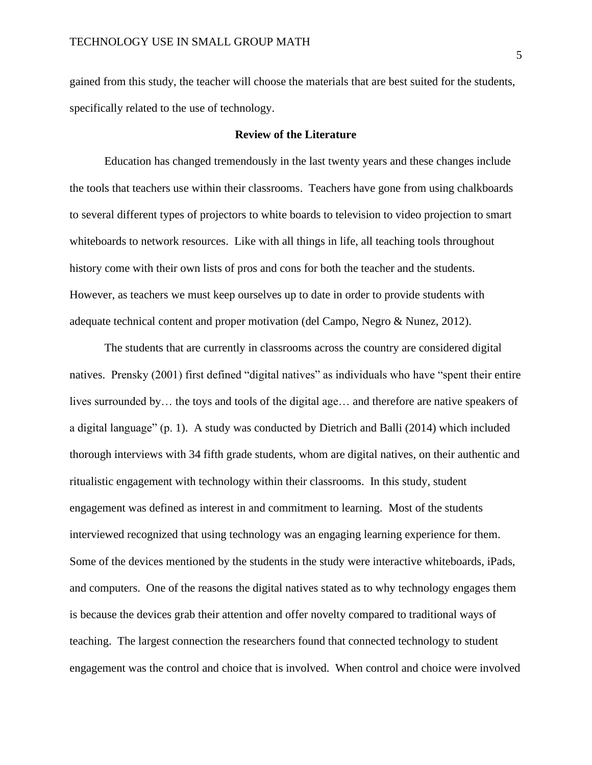gained from this study, the teacher will choose the materials that are best suited for the students, specifically related to the use of technology.

## Review of the Literature

Education has changed tremendously in the last twenty years and these changes include the tools that teachers use within their classrooms.  Teachers have gone from using chalkboards to several different types of projectors to white boards to television to video projection to smart whiteboards to network resources.  Like with all things in life, all teaching tools throughout history come with their own lists of pros and cons for both the teacher and the students.  However, as teachers we must keep ourselves up to date in order to provide students with adequate technical content and proper motivation (del Campo, Negro & Nunez, 2012).

The students that are currently in classrooms across the country are considered digital natives.  Prensky (2001) first defined "digital natives" as individuals who have "spent their entire lives surrounded by… the toys and tools of the digital age… and therefore are native speakers of a digital language" (p. 1).  A study was conducted by Dietrich and Balli (2014) which included thorough interviews with 34 fifth grade students, whom are digital natives, on their authentic and ritualistic engagement with technology within their classrooms.  In this study, student engagement was defined as interest in and commitment to learning.  Most of the students interviewed recognized that using technology was an engaging learning experience for them.  Some of the devices mentioned by the students in the study were interactive whiteboards, iPads, and computers.  One of the reasons the digital natives stated as to why technology engages them is because the devices grab their attention and offer novelty compared to traditional ways of teaching.  The largest connection the researchers found that connected technology to student engagement was the control and choice that is involved.  When control and choice were involved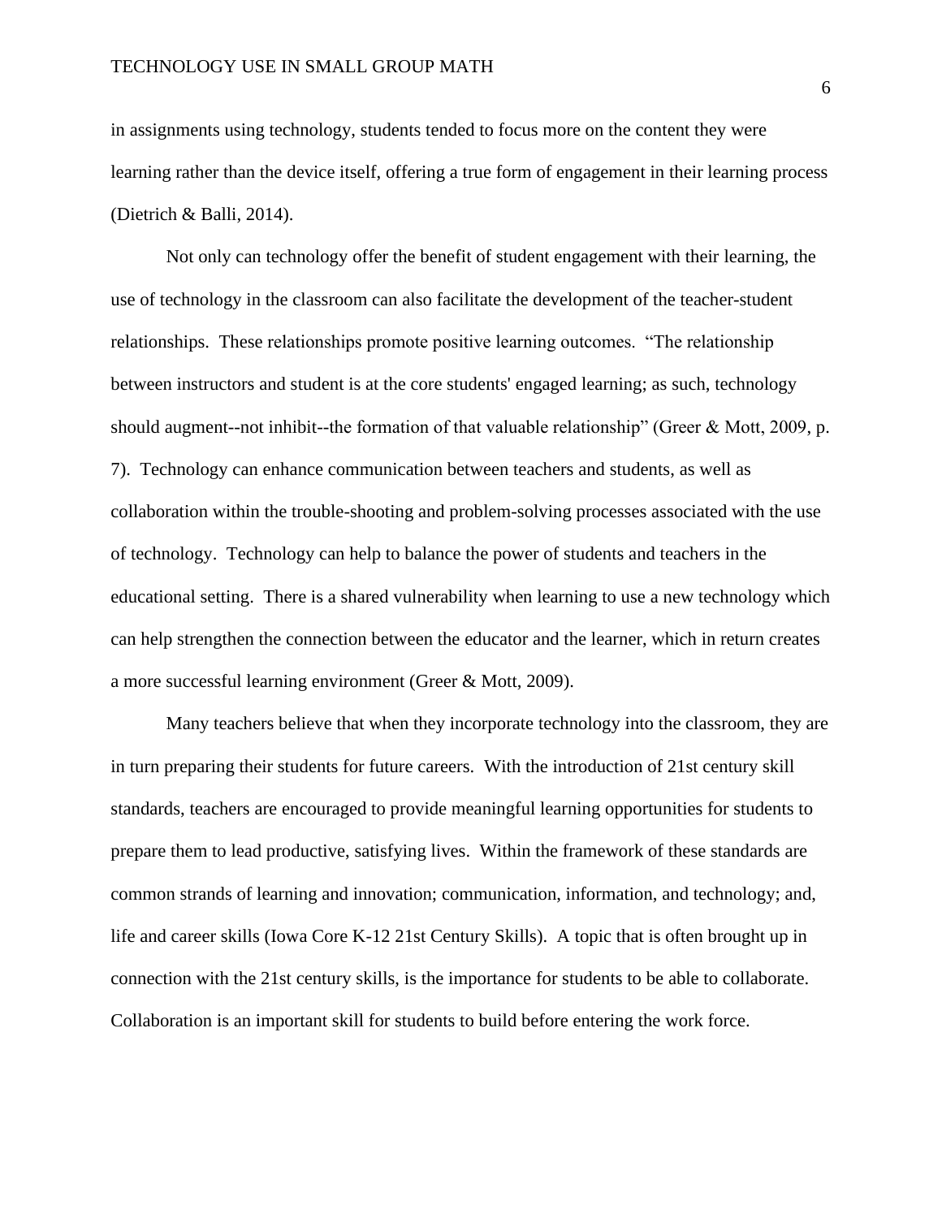in assignments using technology, students tended to focus more on the content they were learning rather than the device itself, offering a true form of engagement in their learning process (Dietrich & Balli, 2014).

Not only can technology offer the benefit of student engagement with their learning, the use of technology in the classroom can also facilitate the development of the teacher-student relationships. These relationships promote positive learning outcomes. "The relationship between instructors and student is at the core students' engaged learning; as such, technology should augment--not inhibit--the formation of that valuable relationship" (Greer & Mott, 2009, p. 7). Technology can enhance communication between teachers and students, as well as collaboration within the trouble-shooting and problem-solving processes associated with the use of technology. Technology can help to balance the power of students and teachers in the educational setting. There is a shared vulnerability when learning to use a new technology which can help strengthen the connection between the educator and the learner, which in return creates a more successful learning environment (Greer & Mott, 2009).

Many teachers believe that when they incorporate technology into the classroom, they are in turn preparing their students for future careers. With the introduction of 21st century skill standards, teachers are encouraged to provide meaningful learning opportunities for students to prepare them to lead productive, satisfying lives. Within the framework of these standards are common strands of learning and innovation; communication, information, and technology; and, life and career skills (Iowa Core K-12 21st Century Skills). A topic that is often brought up in connection with the 21st century skills, is the importance for students to be able to collaborate. Collaboration is an important skill for students to build before entering the work force.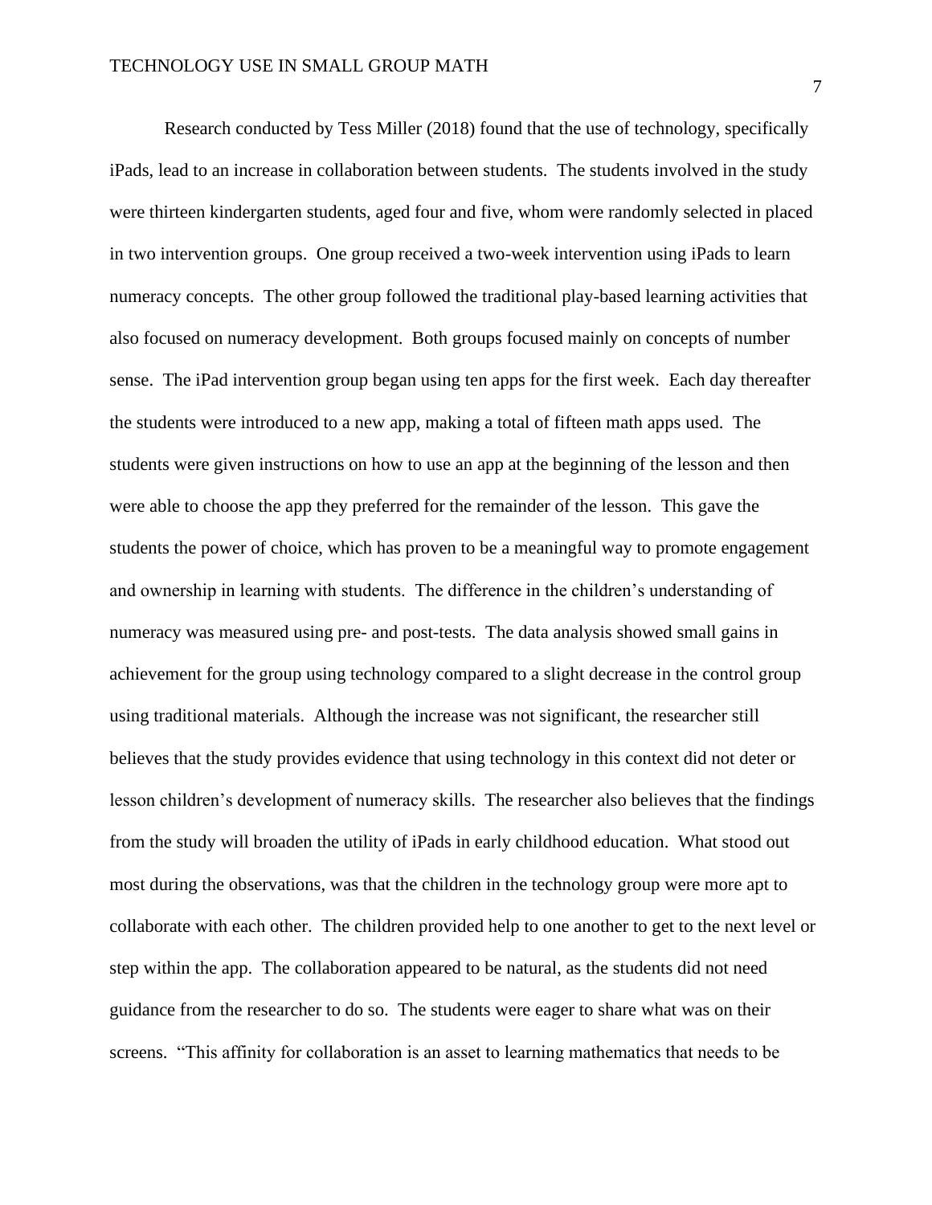Research conducted by Tess Miller (2018) found that the use of technology, specifically iPads, lead to an increase in collaboration between students. The students involved in the study were thirteen kindergarten students, aged four and five, whom were randomly selected in placed in two intervention groups. One group received a two-week intervention using iPads to learn numeracy concepts. The other group followed the traditional play-based learning activities that also focused on numeracy development. Both groups focused mainly on concepts of number sense. The iPad intervention group began using ten apps for the first week. Each day thereafter the students were introduced to a new app, making a total of fifteen math apps used. The students were given instructions on how to use an app at the beginning of the lesson and then were able to choose the app they preferred for the remainder of the lesson. This gave the students the power of choice, which has proven to be a meaningful way to promote engagement and ownership in learning with students. The difference in the children's understanding of numeracy was measured using pre- and post-tests. The data analysis showed small gains in achievement for the group using technology compared to a slight decrease in the control group using traditional materials. Although the increase was not significant, the researcher still believes that the study provides evidence that using technology in this context did not deter or lesson children's development of numeracy skills. The researcher also believes that the findings from the study will broaden the utility of iPads in early childhood education. What stood out most during the observations, was that the children in the technology group were more apt to collaborate with each other. The children provided help to one another to get to the next level or step within the app. The collaboration appeared to be natural, as the students did not need guidance from the researcher to do so. The students were eager to share what was on their screens. "This affinity for collaboration is an asset to learning mathematics that needs to be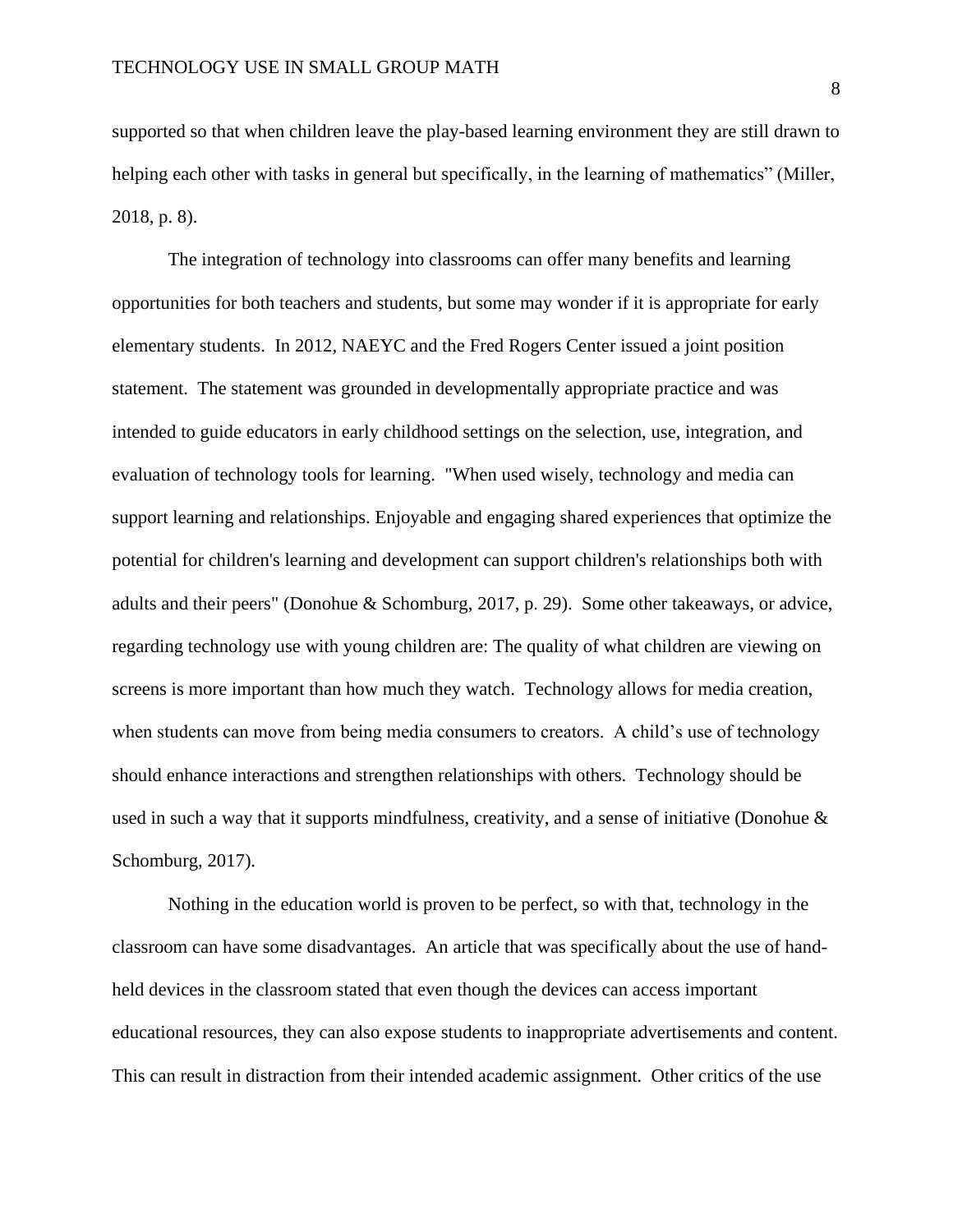supported so that when children leave the play-based learning environment they are still drawn to helping each other with tasks in general but specifically, in the learning of mathematics" (Miller, 2018, p. 8).

The integration of technology into classrooms can offer many benefits and learning opportunities for both teachers and students, but some may wonder if it is appropriate for early elementary students.  In 2012, NAEYC and the Fred Rogers Center issued a joint position statement.  The statement was grounded in developmentally appropriate practice and was intended to guide educators in early childhood settings on the selection, use, integration, and evaluation of technology tools for learning.  "When used wisely, technology and media can support learning and relationships. Enjoyable and engaging shared experiences that optimize the potential for children's learning and development can support children's relationships both with adults and their peers" (Donohue & Schomburg, 2017, p. 29).  Some other takeaways, or advice, regarding technology use with young children are: The quality of what children are viewing on screens is more important than how much they watch.  Technology allows for media creation, when students can move from being media consumers to creators.  A child's use of technology should enhance interactions and strengthen relationships with others.  Technology should be used in such a way that it supports mindfulness, creativity, and a sense of initiative (Donohue & Schomburg, 2017).

Nothing in the education world is proven to be perfect, so with that, technology in the classroom can have some disadvantages.  An article that was specifically about the use of hand-held devices in the classroom stated that even though the devices can access important educational resources, they can also expose students to inappropriate advertisements and content. This can result in distraction from their intended academic assignment.  Other critics of the use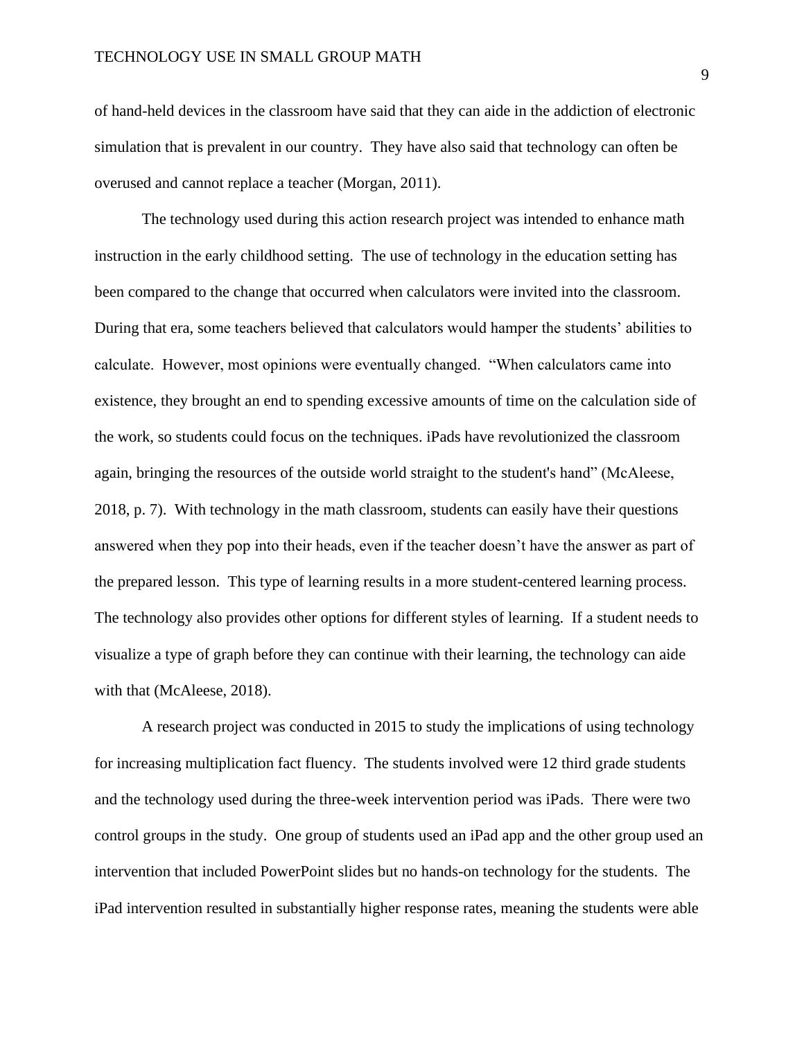of hand-held devices in the classroom have said that they can aide in the addiction of electronic simulation that is prevalent in our country. They have also said that technology can often be overused and cannot replace a teacher (Morgan, 2011).

The technology used during this action research project was intended to enhance math instruction in the early childhood setting. The use of technology in the education setting has been compared to the change that occurred when calculators were invited into the classroom. During that era, some teachers believed that calculators would hamper the students' abilities to calculate. However, most opinions were eventually changed. "When calculators came into existence, they brought an end to spending excessive amounts of time on the calculation side of the work, so students could focus on the techniques. iPads have revolutionized the classroom again, bringing the resources of the outside world straight to the student's hand" (McAleese, 2018, p. 7). With technology in the math classroom, students can easily have their questions answered when they pop into their heads, even if the teacher doesn't have the answer as part of the prepared lesson. This type of learning results in a more student-centered learning process. The technology also provides other options for different styles of learning. If a student needs to visualize a type of graph before they can continue with their learning, the technology can aide with that (McAleese, 2018).

A research project was conducted in 2015 to study the implications of using technology for increasing multiplication fact fluency. The students involved were 12 third grade students and the technology used during the three-week intervention period was iPads. There were two control groups in the study. One group of students used an iPad app and the other group used an intervention that included PowerPoint slides but no hands-on technology for the students. The iPad intervention resulted in substantially higher response rates, meaning the students were able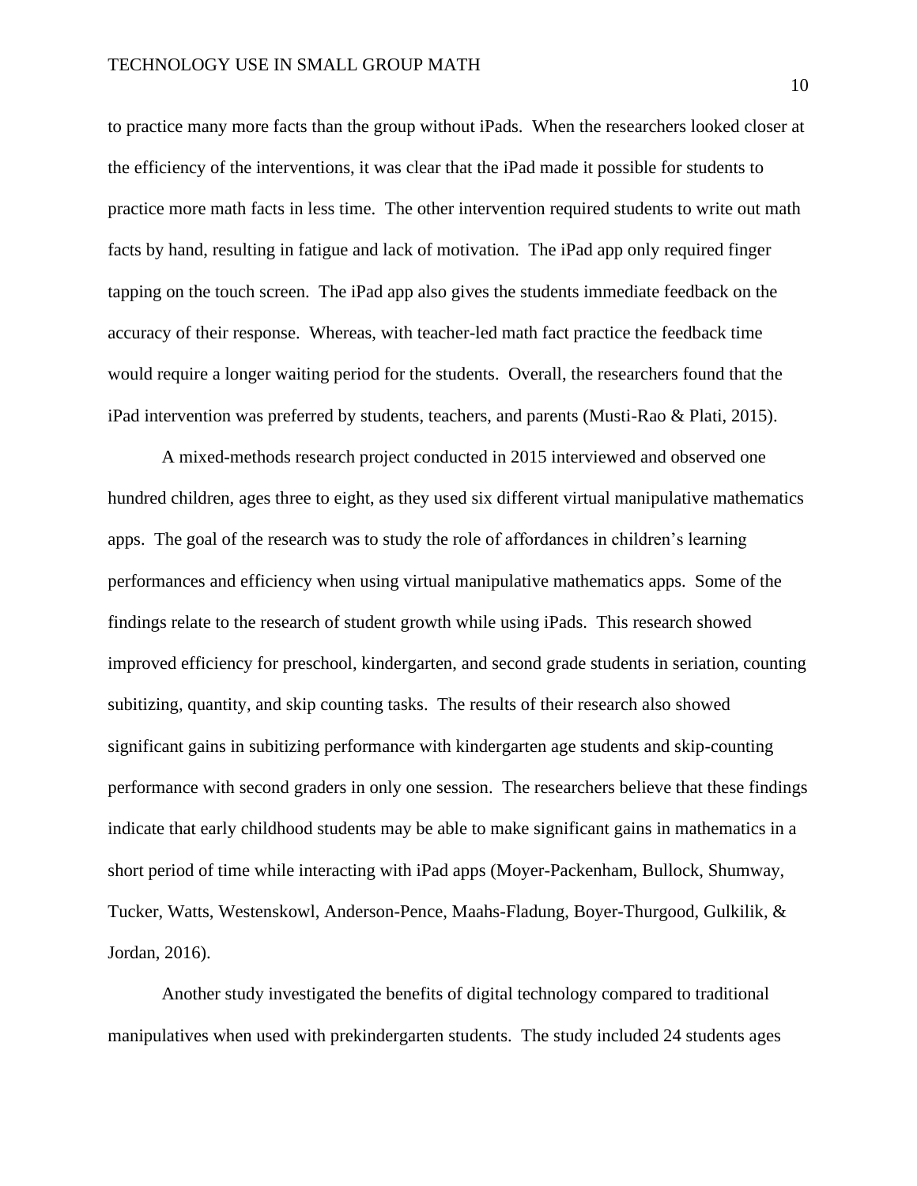to practice many more facts than the group without iPads. When the researchers looked closer at the efficiency of the interventions, it was clear that the iPad made it possible for students to practice more math facts in less time. The other intervention required students to write out math facts by hand, resulting in fatigue and lack of motivation. The iPad app only required finger tapping on the touch screen. The iPad app also gives the students immediate feedback on the accuracy of their response. Whereas, with teacher-led math fact practice the feedback time would require a longer waiting period for the students. Overall, the researchers found that the iPad intervention was preferred by students, teachers, and parents (Musti-Rao & Plati, 2015).

A mixed-methods research project conducted in 2015 interviewed and observed one hundred children, ages three to eight, as they used six different virtual manipulative mathematics apps. The goal of the research was to study the role of affordances in children's learning performances and efficiency when using virtual manipulative mathematics apps. Some of the findings relate to the research of student growth while using iPads. This research showed improved efficiency for preschool, kindergarten, and second grade students in seriation, counting subitizing, quantity, and skip counting tasks. The results of their research also showed significant gains in subitizing performance with kindergarten age students and skip-counting performance with second graders in only one session. The researchers believe that these findings indicate that early childhood students may be able to make significant gains in mathematics in a short period of time while interacting with iPad apps (Moyer-Packenham, Bullock, Shumway, Tucker, Watts, Westenskowl, Anderson-Pence, Maahs-Fladung, Boyer-Thurgood, Gulkilik, & Jordan, 2016).

Another study investigated the benefits of digital technology compared to traditional manipulatives when used with prekindergarten students. The study included 24 students ages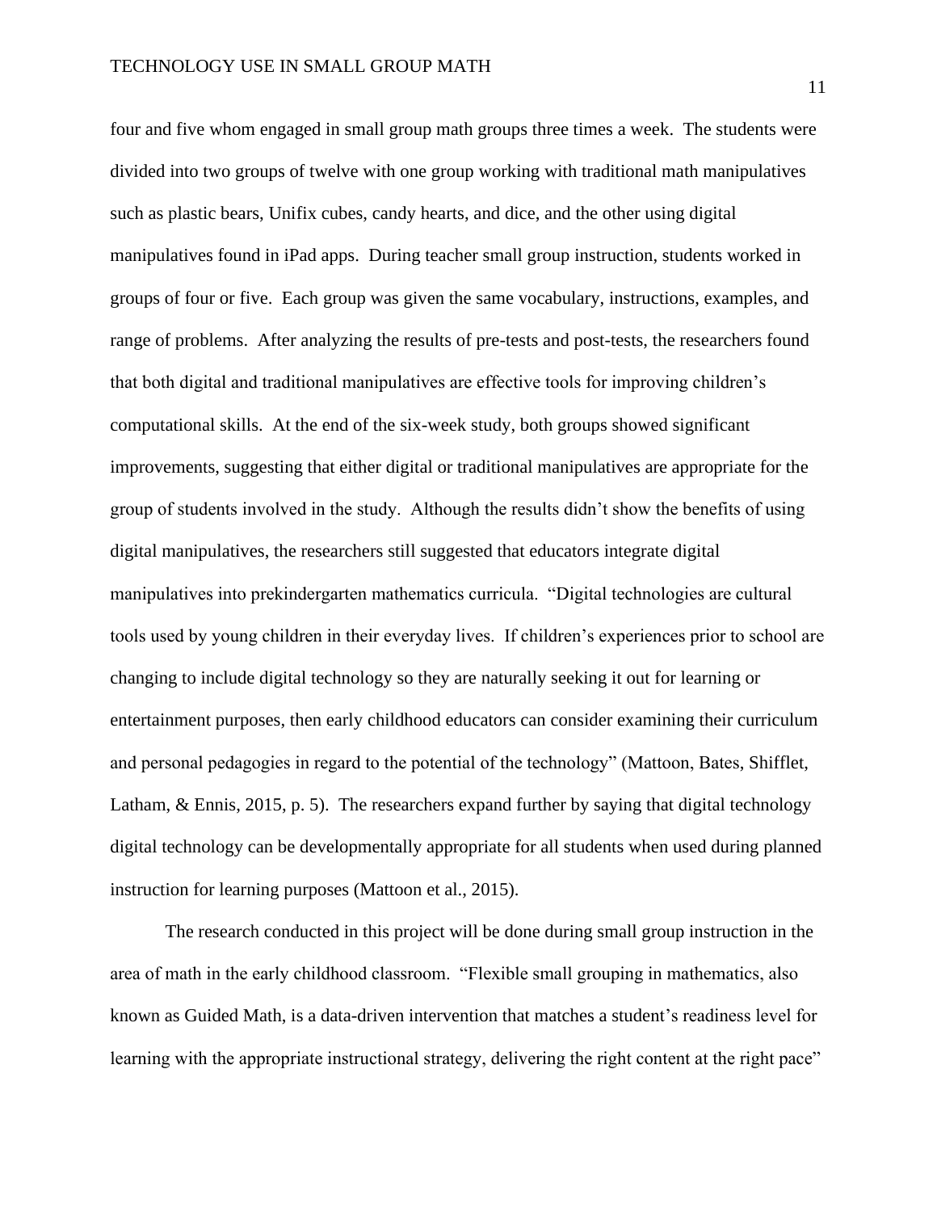four and five whom engaged in small group math groups three times a week. The students were divided into two groups of twelve with one group working with traditional math manipulatives such as plastic bears, Unifix cubes, candy hearts, and dice, and the other using digital manipulatives found in iPad apps. During teacher small group instruction, students worked in groups of four or five. Each group was given the same vocabulary, instructions, examples, and range of problems. After analyzing the results of pre-tests and post-tests, the researchers found that both digital and traditional manipulatives are effective tools for improving children's computational skills. At the end of the six-week study, both groups showed significant improvements, suggesting that either digital or traditional manipulatives are appropriate for the group of students involved in the study. Although the results didn't show the benefits of using digital manipulatives, the researchers still suggested that educators integrate digital manipulatives into prekindergarten mathematics curricula. "Digital technologies are cultural tools used by young children in their everyday lives. If children's experiences prior to school are changing to include digital technology so they are naturally seeking it out for learning or entertainment purposes, then early childhood educators can consider examining their curriculum and personal pedagogies in regard to the potential of the technology" (Mattoon, Bates, Shifflet, Latham, & Ennis, 2015, p. 5). The researchers expand further by saying that digital technology digital technology can be developmentally appropriate for all students when used during planned instruction for learning purposes (Mattoon et al., 2015).

The research conducted in this project will be done during small group instruction in the area of math in the early childhood classroom. "Flexible small grouping in mathematics, also known as Guided Math, is a data-driven intervention that matches a student's readiness level for learning with the appropriate instructional strategy, delivering the right content at the right pace"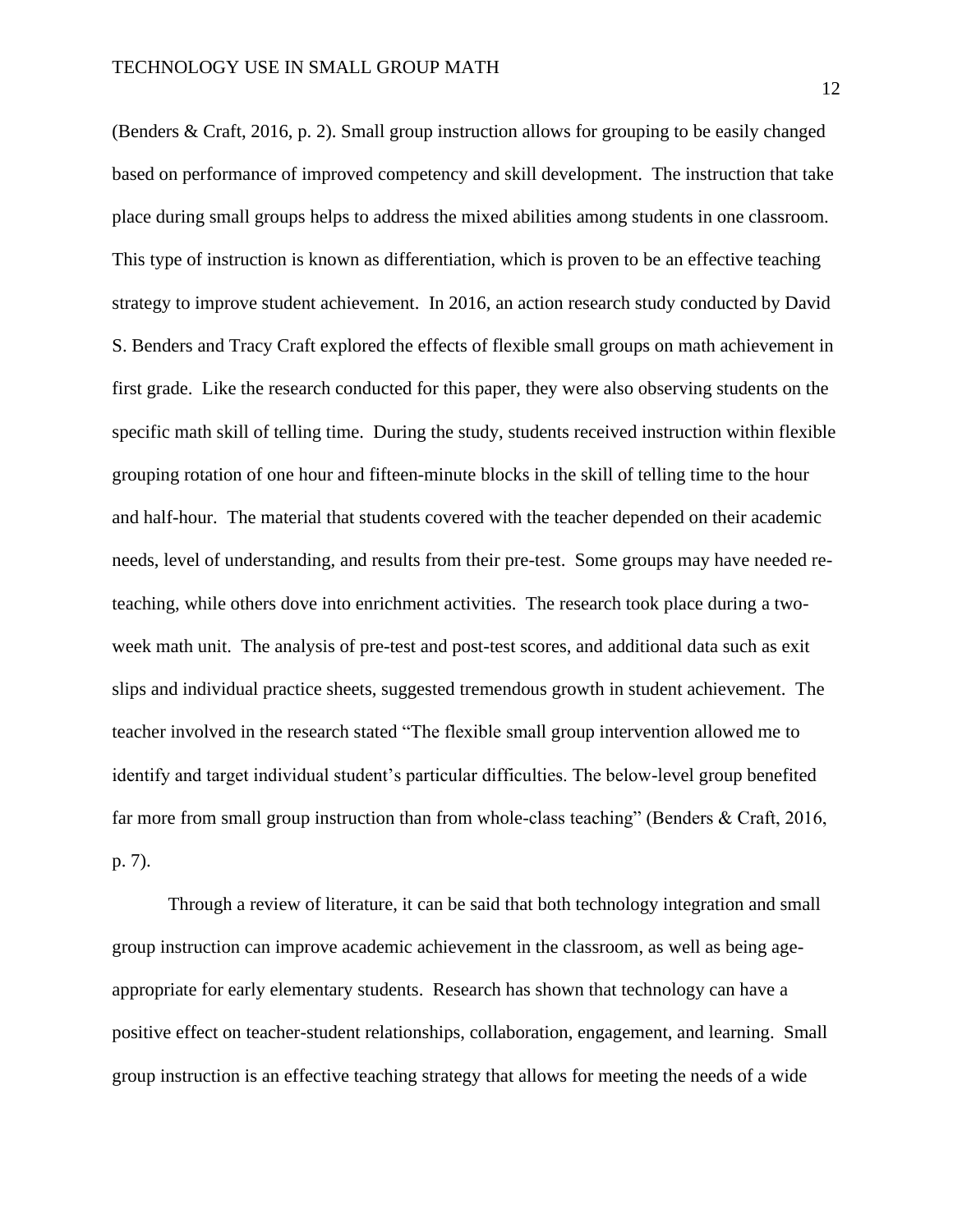(Benders & Craft, 2016, p. 2). Small group instruction allows for grouping to be easily changed based on performance of improved competency and skill development. The instruction that take place during small groups helps to address the mixed abilities among students in one classroom. This type of instruction is known as differentiation, which is proven to be an effective teaching strategy to improve student achievement. In 2016, an action research study conducted by David S. Benders and Tracy Craft explored the effects of flexible small groups on math achievement in first grade. Like the research conducted for this paper, they were also observing students on the specific math skill of telling time. During the study, students received instruction within flexible grouping rotation of one hour and fifteen-minute blocks in the skill of telling time to the hour and half-hour. The material that students covered with the teacher depended on their academic needs, level of understanding, and results from their pre-test. Some groups may have needed re-teaching, while others dove into enrichment activities. The research took place during a two-week math unit. The analysis of pre-test and post-test scores, and additional data such as exit slips and individual practice sheets, suggested tremendous growth in student achievement. The teacher involved in the research stated "The flexible small group intervention allowed me to identify and target individual student's particular difficulties. The below-level group benefited far more from small group instruction than from whole-class teaching" (Benders & Craft, 2016, p. 7).

Through a review of literature, it can be said that both technology integration and small group instruction can improve academic achievement in the classroom, as well as being age-appropriate for early elementary students. Research has shown that technology can have a positive effect on teacher-student relationships, collaboration, engagement, and learning. Small group instruction is an effective teaching strategy that allows for meeting the needs of a wide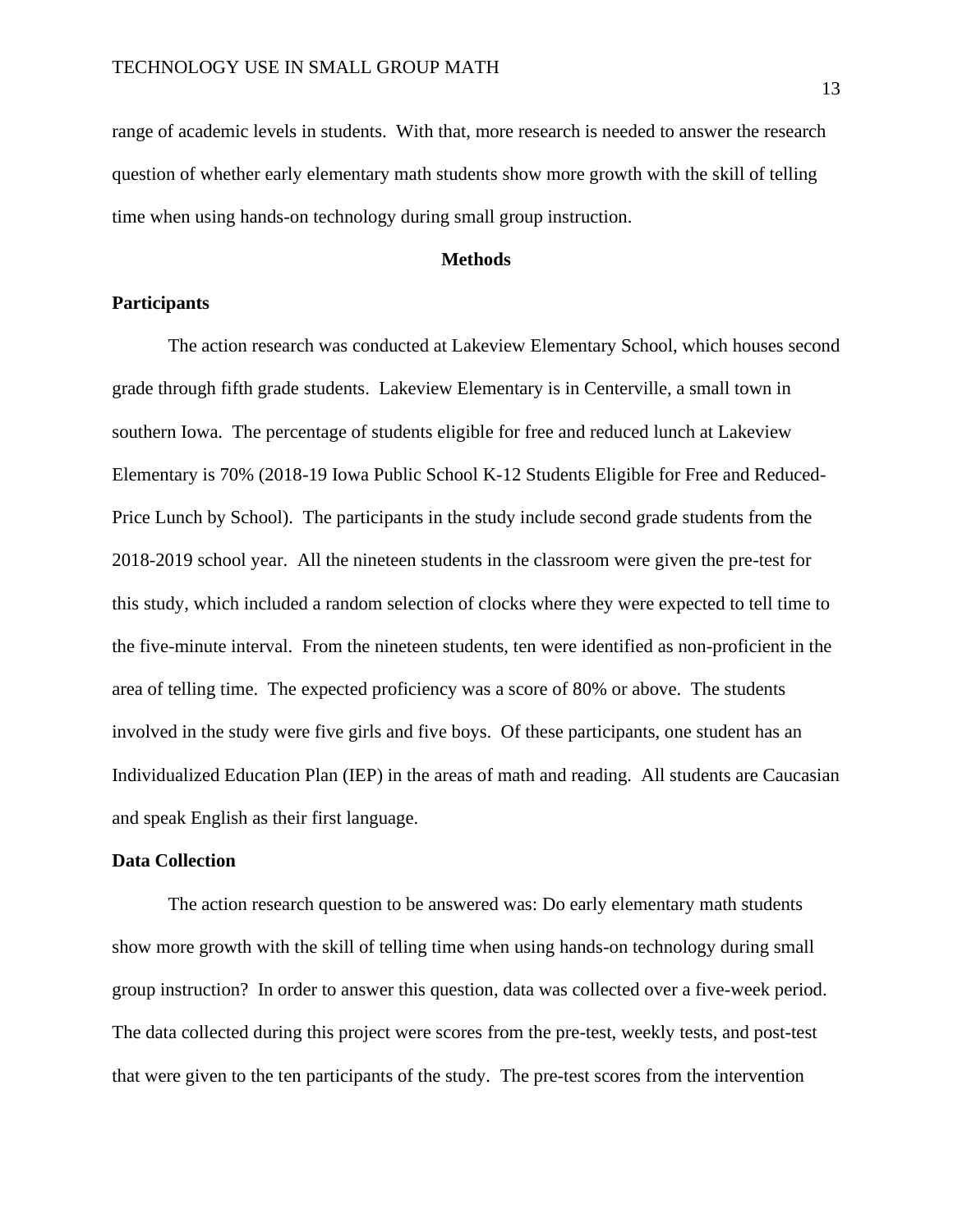range of academic levels in students. With that, more research is needed to answer the research question of whether early elementary math students show more growth with the skill of telling time when using hands-on technology during small group instruction.

## Methods

### Participants

The action research was conducted at Lakeview Elementary School, which houses second grade through fifth grade students. Lakeview Elementary is in Centerville, a small town in southern Iowa. The percentage of students eligible for free and reduced lunch at Lakeview Elementary is 70% (2018-19 Iowa Public School K-12 Students Eligible for Free and Reduced-Price Lunch by School). The participants in the study include second grade students from the 2018-2019 school year. All the nineteen students in the classroom were given the pre-test for this study, which included a random selection of clocks where they were expected to tell time to the five-minute interval. From the nineteen students, ten were identified as non-proficient in the area of telling time. The expected proficiency was a score of 80% or above. The students involved in the study were five girls and five boys. Of these participants, one student has an Individualized Education Plan (IEP) in the areas of math and reading. All students are Caucasian and speak English as their first language.

### Data Collection

The action research question to be answered was: Do early elementary math students show more growth with the skill of telling time when using hands-on technology during small group instruction? In order to answer this question, data was collected over a five-week period. The data collected during this project were scores from the pre-test, weekly tests, and post-test that were given to the ten participants of the study. The pre-test scores from the intervention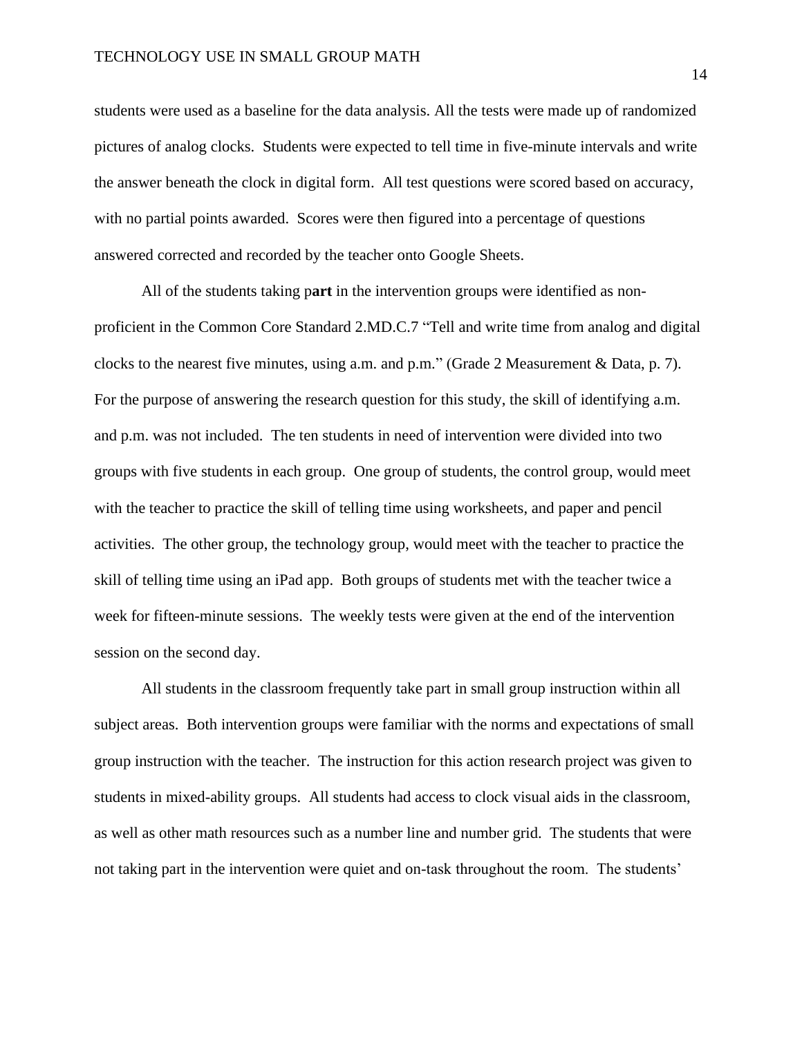students were used as a baseline for the data analysis. All the tests were made up of randomized pictures of analog clocks. Students were expected to tell time in five-minute intervals and write the answer beneath the clock in digital form. All test questions were scored based on accuracy, with no partial points awarded. Scores were then figured into a percentage of questions answered corrected and recorded by the teacher onto Google Sheets.

All of the students taking p**art** in the intervention groups were identified as non-proficient in the Common Core Standard 2.MD.C.7 "Tell and write time from analog and digital clocks to the nearest five minutes, using a.m. and p.m." (Grade 2 Measurement & Data, p. 7). For the purpose of answering the research question for this study, the skill of identifying a.m. and p.m. was not included. The ten students in need of intervention were divided into two groups with five students in each group. One group of students, the control group, would meet with the teacher to practice the skill of telling time using worksheets, and paper and pencil activities. The other group, the technology group, would meet with the teacher to practice the skill of telling time using an iPad app. Both groups of students met with the teacher twice a week for fifteen-minute sessions. The weekly tests were given at the end of the intervention session on the second day.

All students in the classroom frequently take part in small group instruction within all subject areas. Both intervention groups were familiar with the norms and expectations of small group instruction with the teacher. The instruction for this action research project was given to students in mixed-ability groups. All students had access to clock visual aids in the classroom, as well as other math resources such as a number line and number grid. The students that were not taking part in the intervention were quiet and on-task throughout the room. The students'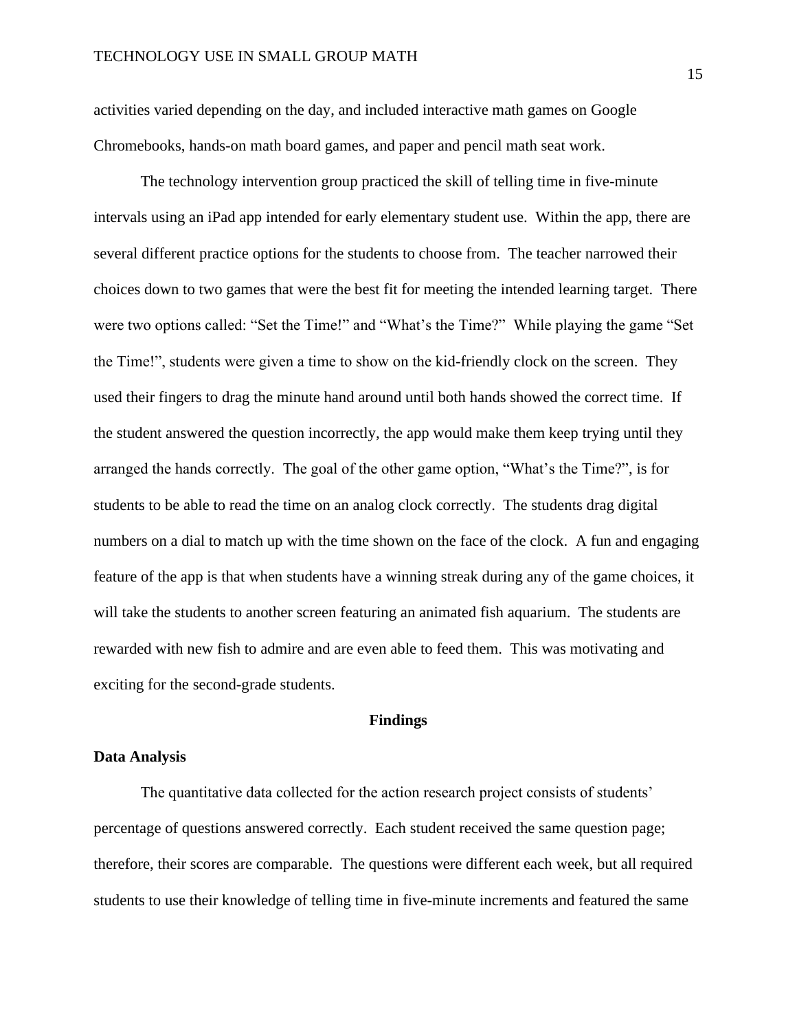activities varied depending on the day, and included interactive math games on Google Chromebooks, hands-on math board games, and paper and pencil math seat work.

The technology intervention group practiced the skill of telling time in five-minute intervals using an iPad app intended for early elementary student use. Within the app, there are several different practice options for the students to choose from. The teacher narrowed their choices down to two games that were the best fit for meeting the intended learning target. There were two options called: "Set the Time!" and "What's the Time?" While playing the game "Set the Time!", students were given a time to show on the kid-friendly clock on the screen. They used their fingers to drag the minute hand around until both hands showed the correct time. If the student answered the question incorrectly, the app would make them keep trying until they arranged the hands correctly. The goal of the other game option, "What's the Time?", is for students to be able to read the time on an analog clock correctly. The students drag digital numbers on a dial to match up with the time shown on the face of the clock. A fun and engaging feature of the app is that when students have a winning streak during any of the game choices, it will take the students to another screen featuring an animated fish aquarium. The students are rewarded with new fish to admire and are even able to feed them. This was motivating and exciting for the second-grade students.

## Findings

### Data Analysis

The quantitative data collected for the action research project consists of students' percentage of questions answered correctly. Each student received the same question page; therefore, their scores are comparable. The questions were different each week, but all required students to use their knowledge of telling time in five-minute increments and featured the same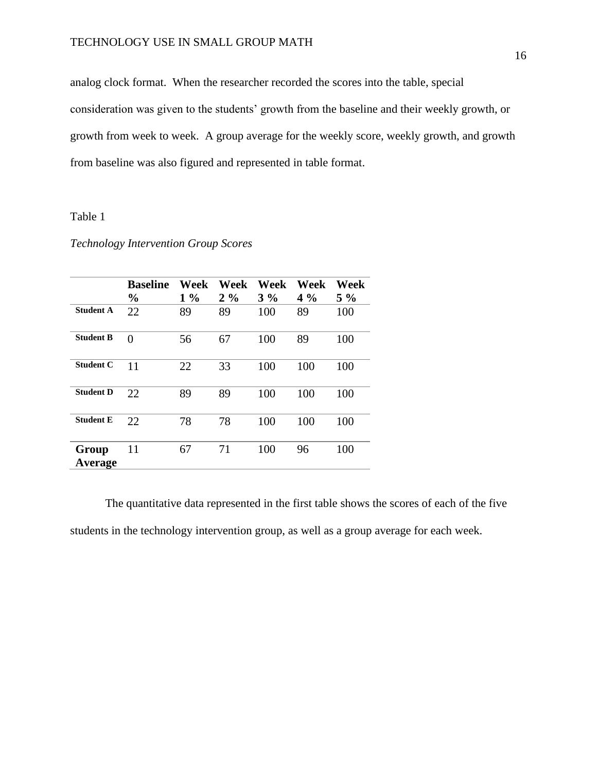analog clock format. When the researcher recorded the scores into the table, special consideration was given to the students' growth from the baseline and their weekly growth, or growth from week to week. A group average for the weekly score, weekly growth, and growth from baseline was also figured and represented in table format.

Table 1

*Technology Intervention Group Scores*

| | **Baseline %** | **Week 1 %** | **Week 2 %** | **Week 3 %** | **Week 4 %** | **Week 5 %** |
|---|---|---|---|---|---|---|
| **Student A** | 22 | 89 | 89 | 100 | 89 | 100 |
| **Student B** | 0 | 56 | 67 | 100 | 89 | 100 |
| **Student C** | 11 | 22 | 33 | 100 | 100 | 100 |
| **Student D** | 22 | 89 | 89 | 100 | 100 | 100 |
| **Student E** | 22 | 78 | 78 | 100 | 100 | 100 |
| **Group Average** | 11 | 67 | 71 | 100 | 96 | 100 |

The quantitative data represented in the first table shows the scores of each of the five students in the technology intervention group, as well as a group average for each week.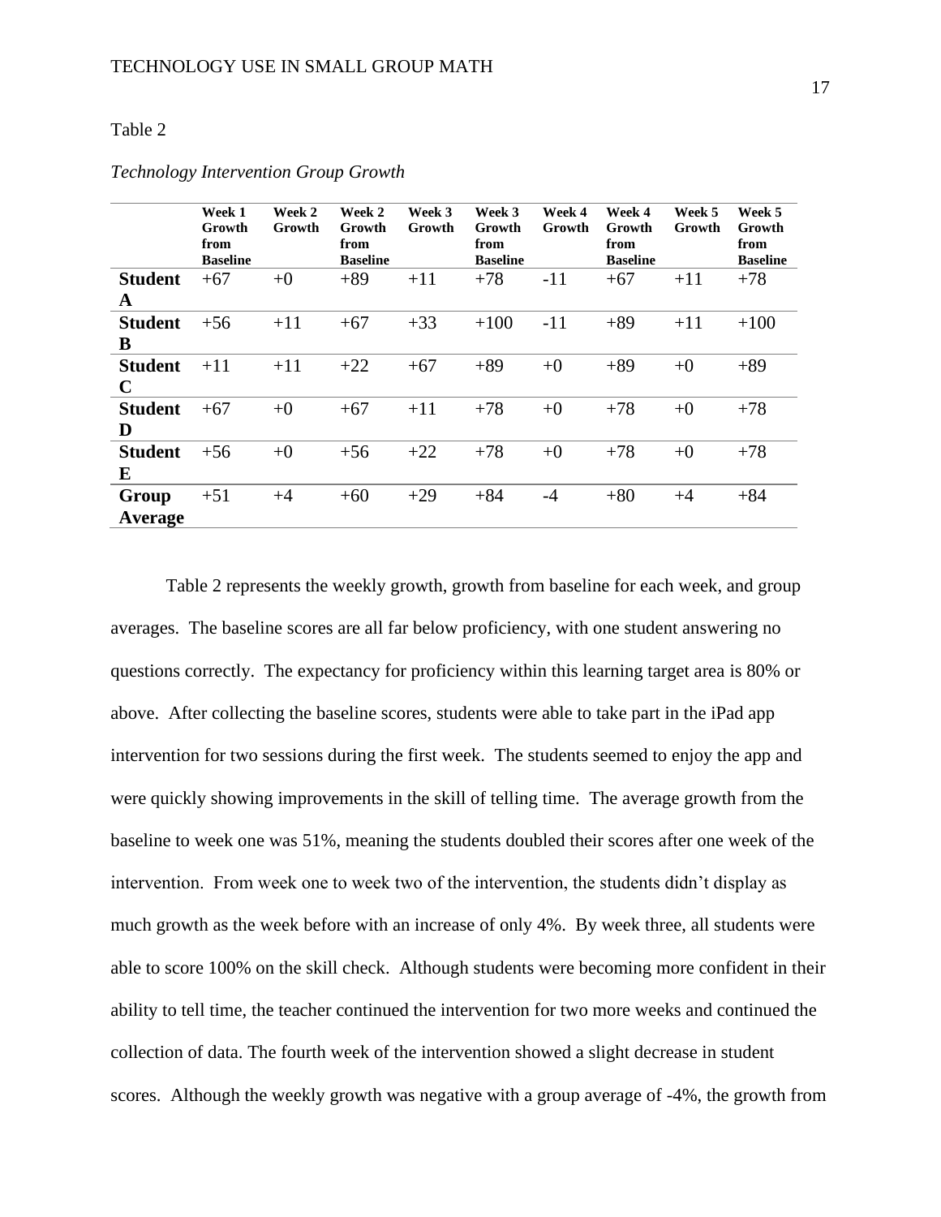Table 2

*Technology Intervention Group Growth*

| | Week 1 Growth from Baseline | Week 2 Growth | Week 2 Growth from Baseline | Week 3 Growth | Week 3 Growth from Baseline | Week 4 Growth | Week 4 Growth from Baseline | Week 5 Growth | Week 5 Growth from Baseline |
|---|---|---|---|---|---|---|---|---|---|
| **Student A** | +67 | +0 | +89 | +11 | +78 | -11 | +67 | +11 | +78 |
| **Student B** | +56 | +11 | +67 | +33 | +100 | -11 | +89 | +11 | +100 |
| **Student C** | +11 | +11 | +22 | +67 | +89 | +0 | +89 | +0 | +89 |
| **Student D** | +67 | +0 | +67 | +11 | +78 | +0 | +78 | +0 | +78 |
| **Student E** | +56 | +0 | +56 | +22 | +78 | +0 | +78 | +0 | +78 |
| **Group Average** | +51 | +4 | +60 | +29 | +84 | -4 | +80 | +4 | +84 |

Table 2 represents the weekly growth, growth from baseline for each week, and group averages. The baseline scores are all far below proficiency, with one student answering no questions correctly. The expectancy for proficiency within this learning target area is 80% or above. After collecting the baseline scores, students were able to take part in the iPad app intervention for two sessions during the first week. The students seemed to enjoy the app and were quickly showing improvements in the skill of telling time. The average growth from the baseline to week one was 51%, meaning the students doubled their scores after one week of the intervention. From week one to week two of the intervention, the students didn't display as much growth as the week before with an increase of only 4%. By week three, all students were able to score 100% on the skill check. Although students were becoming more confident in their ability to tell time, the teacher continued the intervention for two more weeks and continued the collection of data. The fourth week of the intervention showed a slight decrease in student scores. Although the weekly growth was negative with a group average of -4%, the growth from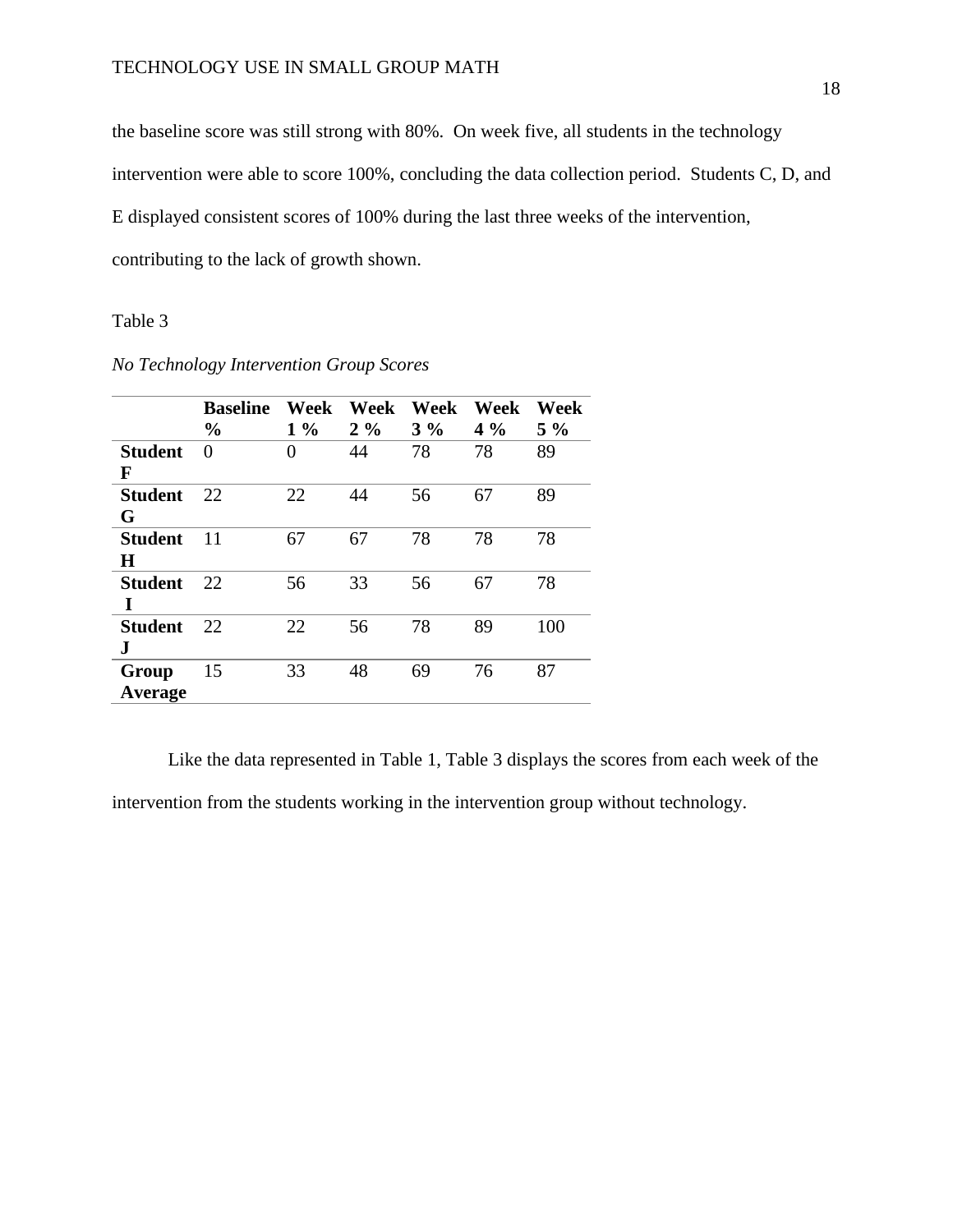the baseline score was still strong with 80%. On week five, all students in the technology intervention were able to score 100%, concluding the data collection period. Students C, D, and E displayed consistent scores of 100% during the last three weeks of the intervention, contributing to the lack of growth shown.

Table 3

*No Technology Intervention Group Scores*

| | **Baseline %** | **Week 1 %** | **Week 2 %** | **Week 3 %** | **Week 4 %** | **Week 5 %** |
|---|---|---|---|---|---|---|
| **Student F** | 0 | 0 | 44 | 78 | 78 | 89 |
| **Student G** | 22 | 22 | 44 | 56 | 67 | 89 |
| **Student H** | 11 | 67 | 67 | 78 | 78 | 78 |
| **Student I** | 22 | 56 | 33 | 56 | 67 | 78 |
| **Student J** | 22 | 22 | 56 | 78 | 89 | 100 |
| **Group Average** | 15 | 33 | 48 | 69 | 76 | 87 |

Like the data represented in Table 1, Table 3 displays the scores from each week of the intervention from the students working in the intervention group without technology.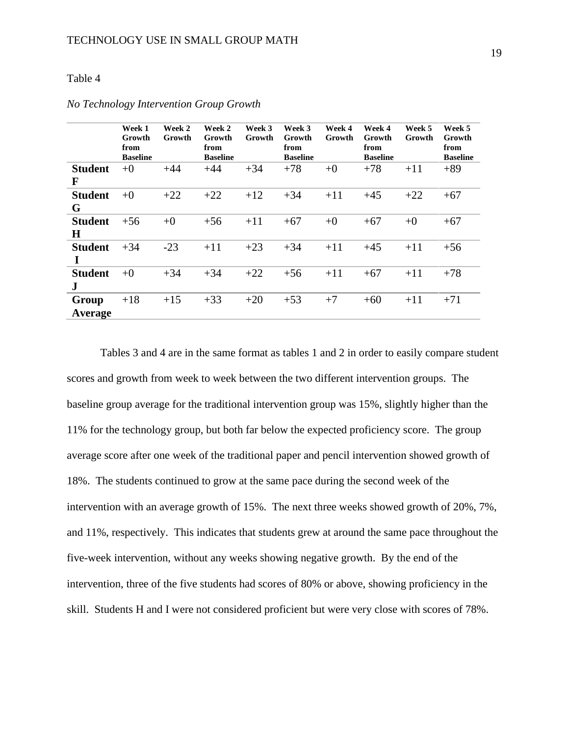Table 4

*No Technology Intervention Group Growth*

| | Week 1 Growth from Baseline | Week 2 Growth | Week 2 Growth from Baseline | Week 3 Growth | Week 3 Growth from Baseline | Week 4 Growth | Week 4 Growth from Baseline | Week 5 Growth | Week 5 Growth from Baseline |
|---|---|---|---|---|---|---|---|---|---|
| **Student F** | +0 | +44 | +44 | +34 | +78 | +0 | +78 | +11 | +89 |
| **Student G** | +0 | +22 | +22 | +12 | +34 | +11 | +45 | +22 | +67 |
| **Student H** | +56 | +0 | +56 | +11 | +67 | +0 | +67 | +0 | +67 |
| **Student I** | +34 | -23 | +11 | +23 | +34 | +11 | +45 | +11 | +56 |
| **Student J** | +0 | +34 | +34 | +22 | +56 | +11 | +67 | +11 | +78 |
| **Group Average** | +18 | +15 | +33 | +20 | +53 | +7 | +60 | +11 | +71 |

Tables 3 and 4 are in the same format as tables 1 and 2 in order to easily compare student scores and growth from week to week between the two different intervention groups. The baseline group average for the traditional intervention group was 15%, slightly higher than the 11% for the technology group, but both far below the expected proficiency score. The group average score after one week of the traditional paper and pencil intervention showed growth of 18%. The students continued to grow at the same pace during the second week of the intervention with an average growth of 15%. The next three weeks showed growth of 20%, 7%, and 11%, respectively. This indicates that students grew at around the same pace throughout the five-week intervention, without any weeks showing negative growth. By the end of the intervention, three of the five students had scores of 80% or above, showing proficiency in the skill. Students H and I were not considered proficient but were very close with scores of 78%.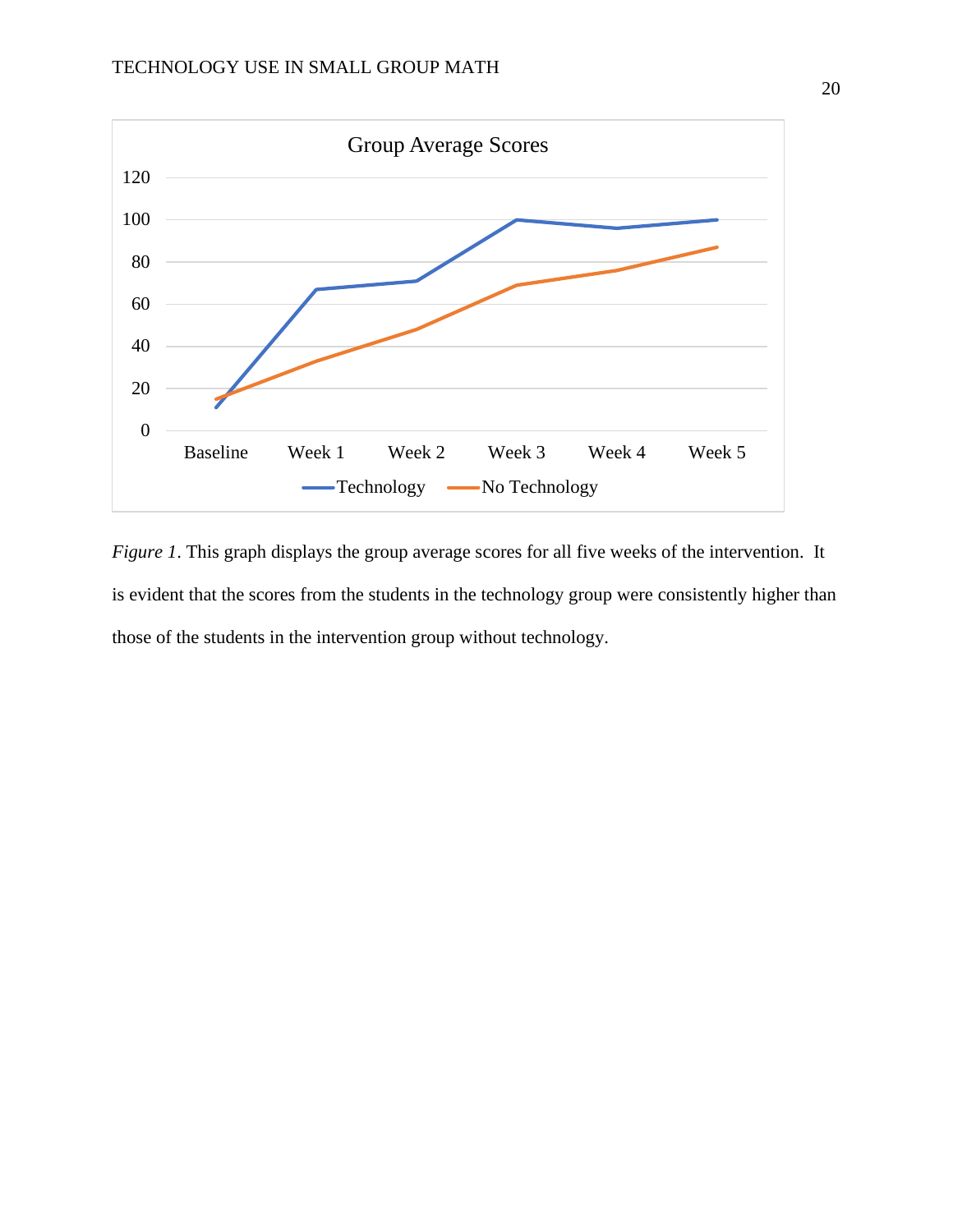*Figure 1*. This graph displays the group average scores for all five weeks of the intervention. It is evident that the scores from the students in the technology group were consistently higher than those of the students in the intervention group without technology.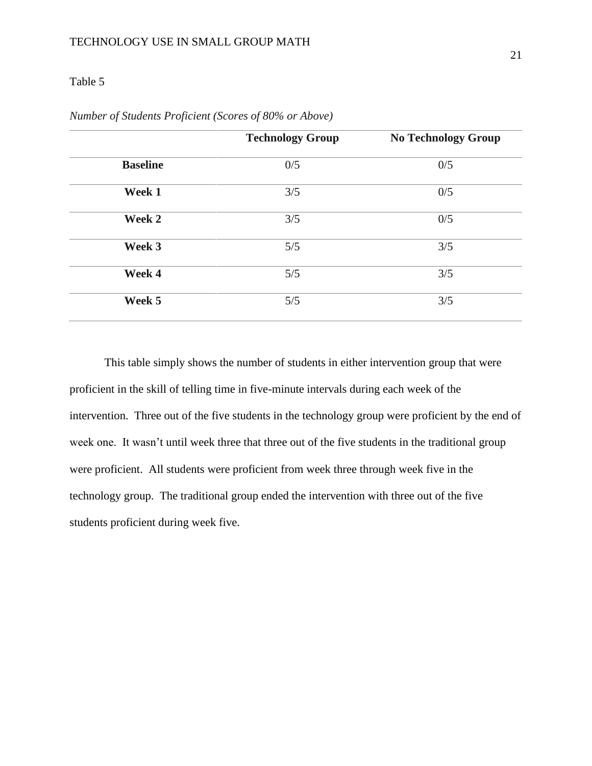Table 5

*Number of Students Proficient (Scores of 80% or Above)*

| | **Technology Group** | **No Technology Group** |
|---|---|---|
| **Baseline** | 0/5 | 0/5 |
| **Week 1** | 3/5 | 0/5 |
| **Week 2** | 3/5 | 0/5 |
| **Week 3** | 5/5 | 3/5 |
| **Week 4** | 5/5 | 3/5 |
| **Week 5** | 5/5 | 3/5 |

This table simply shows the number of students in either intervention group that were proficient in the skill of telling time in five-minute intervals during each week of the intervention. Three out of the five students in the technology group were proficient by the end of week one. It wasn't until week three that three out of the five students in the traditional group were proficient. All students were proficient from week three through week five in the technology group. The traditional group ended the intervention with three out of the five students proficient during week five.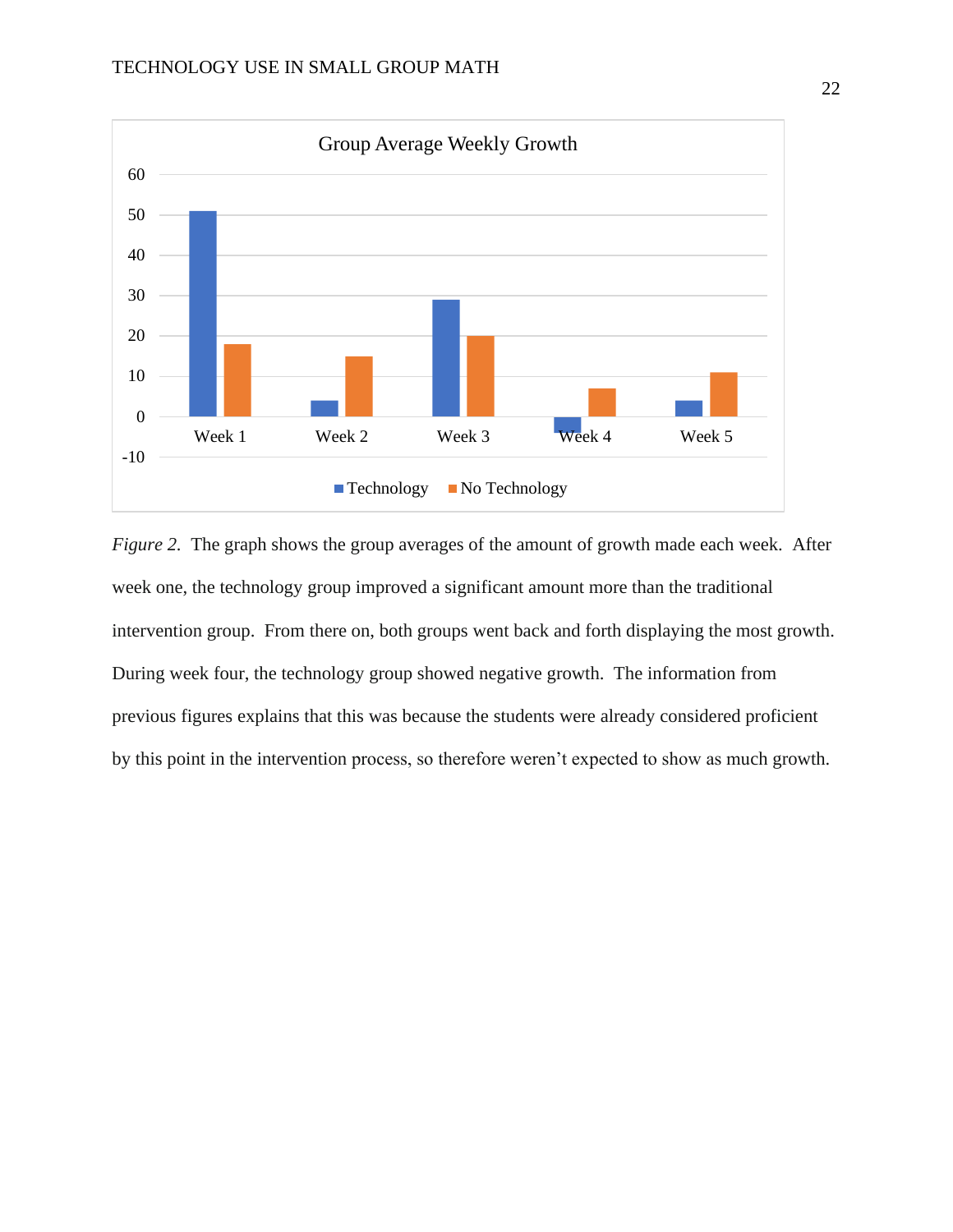*Figure 2.* The graph shows the group averages of the amount of growth made each week. After week one, the technology group improved a significant amount more than the traditional intervention group. From there on, both groups went back and forth displaying the most growth. During week four, the technology group showed negative growth. The information from previous figures explains that this was because the students were already considered proficient by this point in the intervention process, so therefore weren't expected to show as much growth.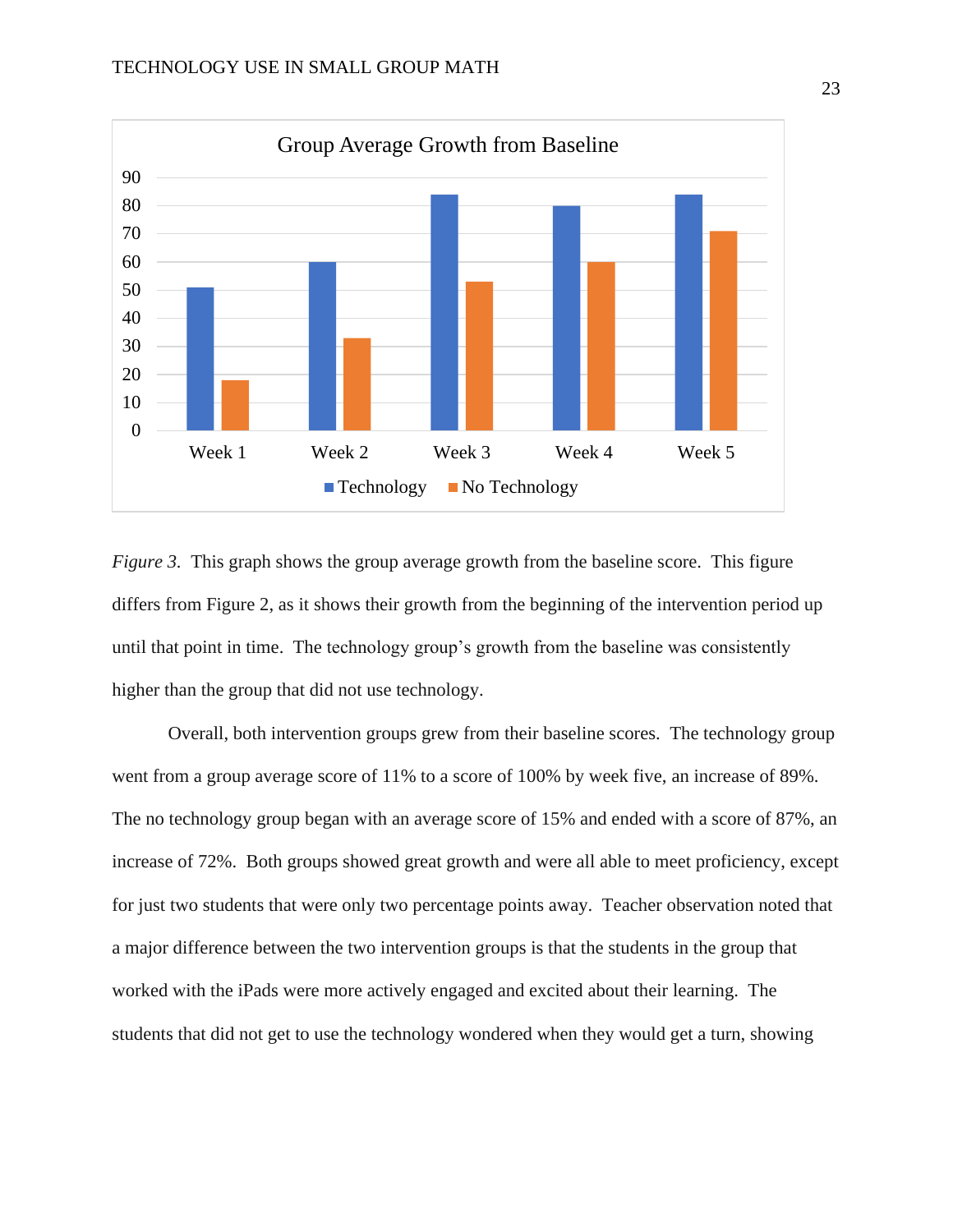*Figure 3.* This graph shows the group average growth from the baseline score. This figure differs from Figure 2, as it shows their growth from the beginning of the intervention period up until that point in time. The technology group's growth from the baseline was consistently higher than the group that did not use technology.

Overall, both intervention groups grew from their baseline scores. The technology group went from a group average score of 11% to a score of 100% by week five, an increase of 89%. The no technology group began with an average score of 15% and ended with a score of 87%, an increase of 72%. Both groups showed great growth and were all able to meet proficiency, except for just two students that were only two percentage points away. Teacher observation noted that a major difference between the two intervention groups is that the students in the group that worked with the iPads were more actively engaged and excited about their learning. The students that did not get to use the technology wondered when they would get a turn, showing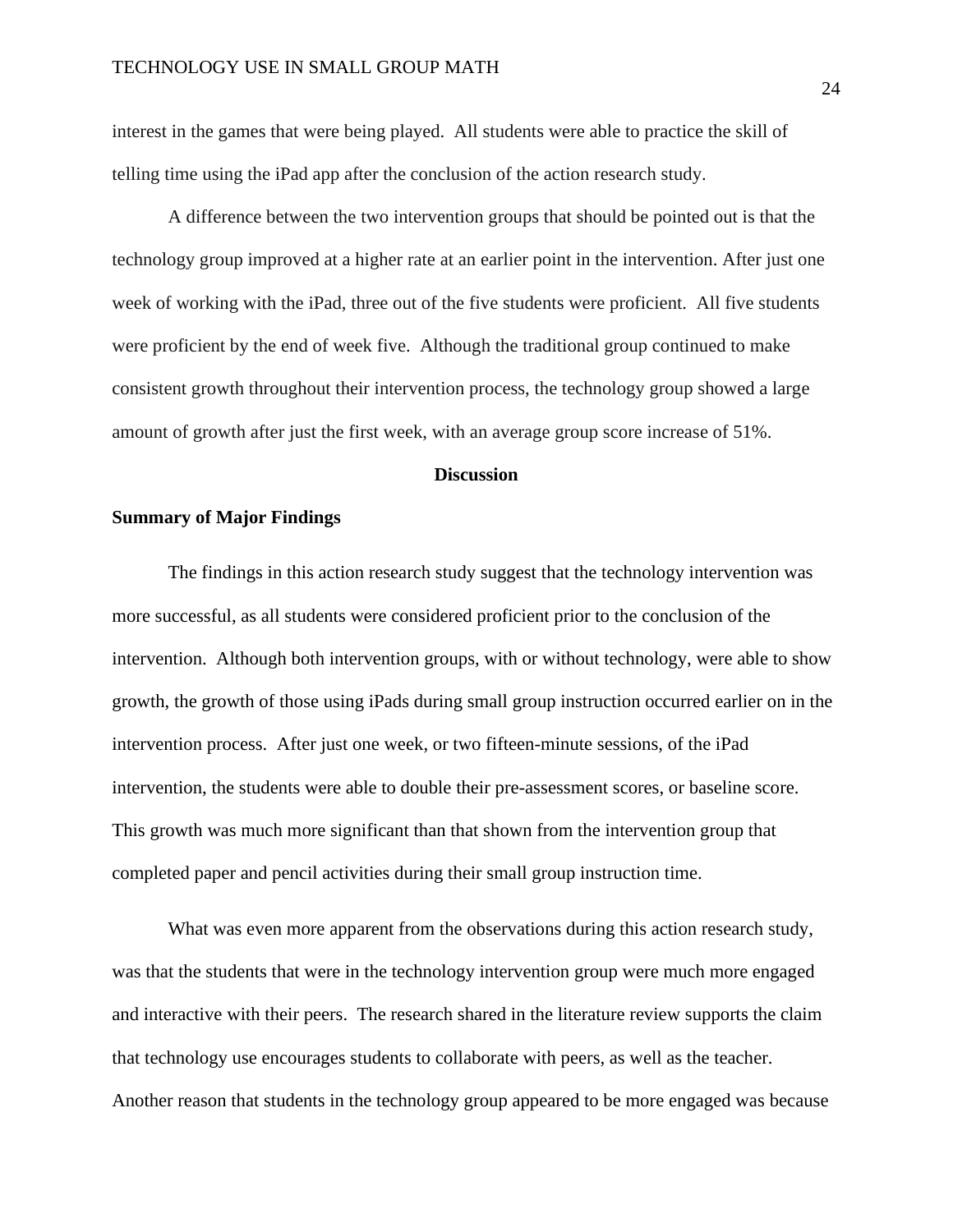interest in the games that were being played. All students were able to practice the skill of telling time using the iPad app after the conclusion of the action research study.

A difference between the two intervention groups that should be pointed out is that the technology group improved at a higher rate at an earlier point in the intervention. After just one week of working with the iPad, three out of the five students were proficient. All five students were proficient by the end of week five. Although the traditional group continued to make consistent growth throughout their intervention process, the technology group showed a large amount of growth after just the first week, with an average group score increase of 51%.

## Discussion

### Summary of Major Findings

The findings in this action research study suggest that the technology intervention was more successful, as all students were considered proficient prior to the conclusion of the intervention. Although both intervention groups, with or without technology, were able to show growth, the growth of those using iPads during small group instruction occurred earlier on in the intervention process. After just one week, or two fifteen-minute sessions, of the iPad intervention, the students were able to double their pre-assessment scores, or baseline score. This growth was much more significant than that shown from the intervention group that completed paper and pencil activities during their small group instruction time.

What was even more apparent from the observations during this action research study, was that the students that were in the technology intervention group were much more engaged and interactive with their peers. The research shared in the literature review supports the claim that technology use encourages students to collaborate with peers, as well as the teacher. Another reason that students in the technology group appeared to be more engaged was because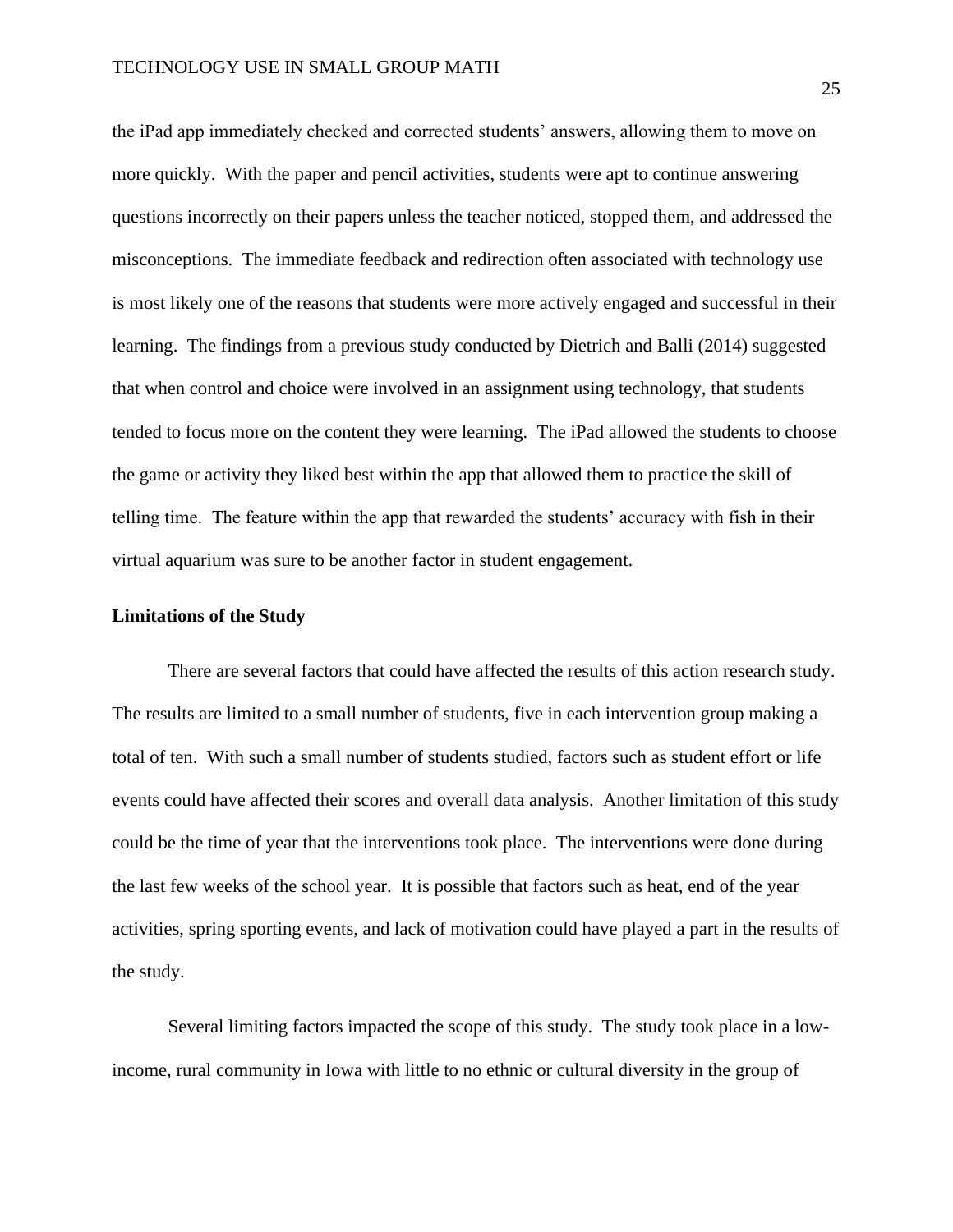the iPad app immediately checked and corrected students' answers, allowing them to move on more quickly. With the paper and pencil activities, students were apt to continue answering questions incorrectly on their papers unless the teacher noticed, stopped them, and addressed the misconceptions. The immediate feedback and redirection often associated with technology use is most likely one of the reasons that students were more actively engaged and successful in their learning. The findings from a previous study conducted by Dietrich and Balli (2014) suggested that when control and choice were involved in an assignment using technology, that students tended to focus more on the content they were learning. The iPad allowed the students to choose the game or activity they liked best within the app that allowed them to practice the skill of telling time. The feature within the app that rewarded the students' accuracy with fish in their virtual aquarium was sure to be another factor in student engagement.

**Limitations of the Study**

There are several factors that could have affected the results of this action research study. The results are limited to a small number of students, five in each intervention group making a total of ten. With such a small number of students studied, factors such as student effort or life events could have affected their scores and overall data analysis. Another limitation of this study could be the time of year that the interventions took place. The interventions were done during the last few weeks of the school year. It is possible that factors such as heat, end of the year activities, spring sporting events, and lack of motivation could have played a part in the results of the study.

Several limiting factors impacted the scope of this study. The study took place in a low-income, rural community in Iowa with little to no ethnic or cultural diversity in the group of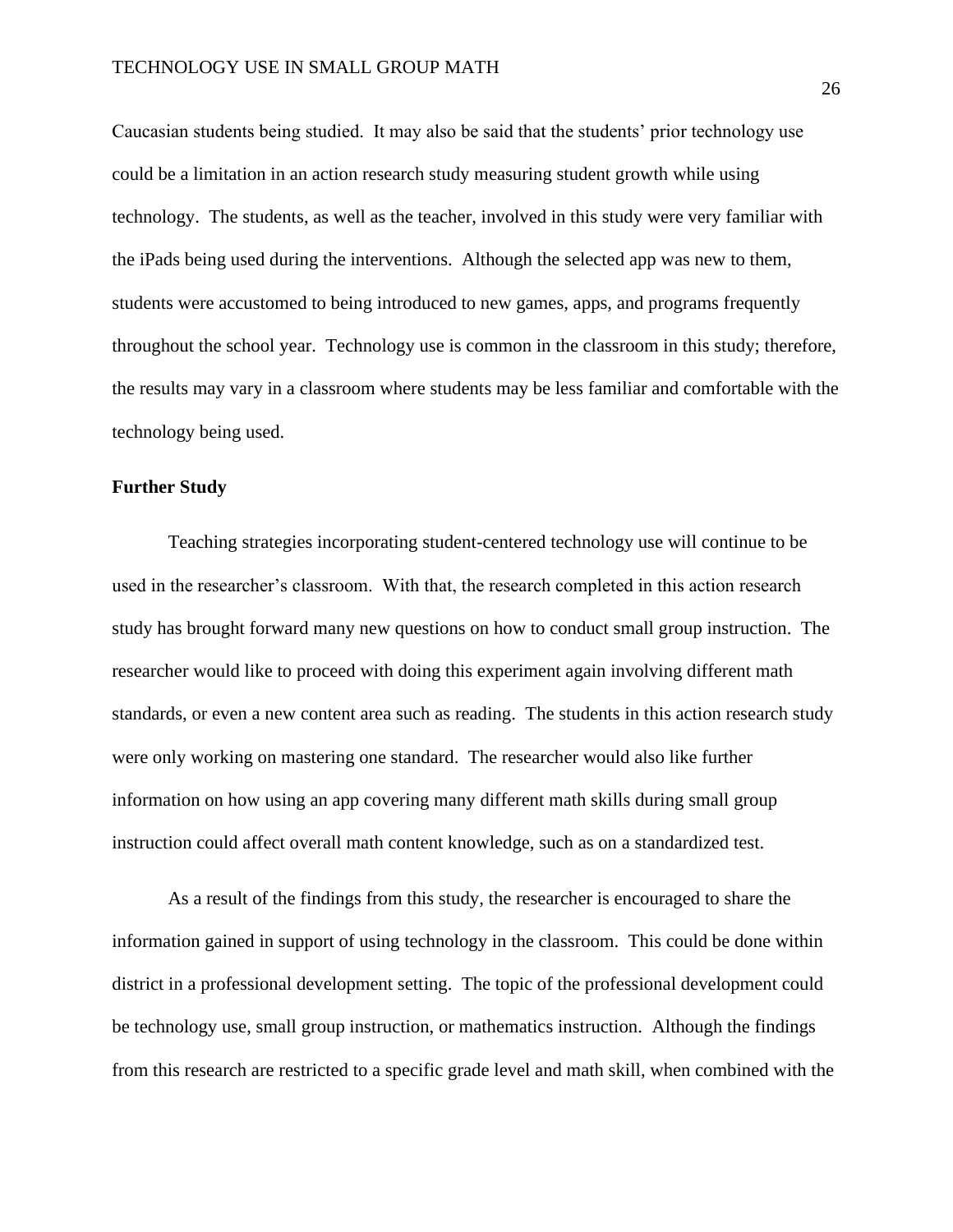Caucasian students being studied. It may also be said that the students' prior technology use could be a limitation in an action research study measuring student growth while using technology. The students, as well as the teacher, involved in this study were very familiar with the iPads being used during the interventions. Although the selected app was new to them, students were accustomed to being introduced to new games, apps, and programs frequently throughout the school year. Technology use is common in the classroom in this study; therefore, the results may vary in a classroom where students may be less familiar and comfortable with the technology being used.

**Further Study**

Teaching strategies incorporating student-centered technology use will continue to be used in the researcher's classroom. With that, the research completed in this action research study has brought forward many new questions on how to conduct small group instruction. The researcher would like to proceed with doing this experiment again involving different math standards, or even a new content area such as reading. The students in this action research study were only working on mastering one standard. The researcher would also like further information on how using an app covering many different math skills during small group instruction could affect overall math content knowledge, such as on a standardized test.

As a result of the findings from this study, the researcher is encouraged to share the information gained in support of using technology in the classroom. This could be done within district in a professional development setting. The topic of the professional development could be technology use, small group instruction, or mathematics instruction. Although the findings from this research are restricted to a specific grade level and math skill, when combined with the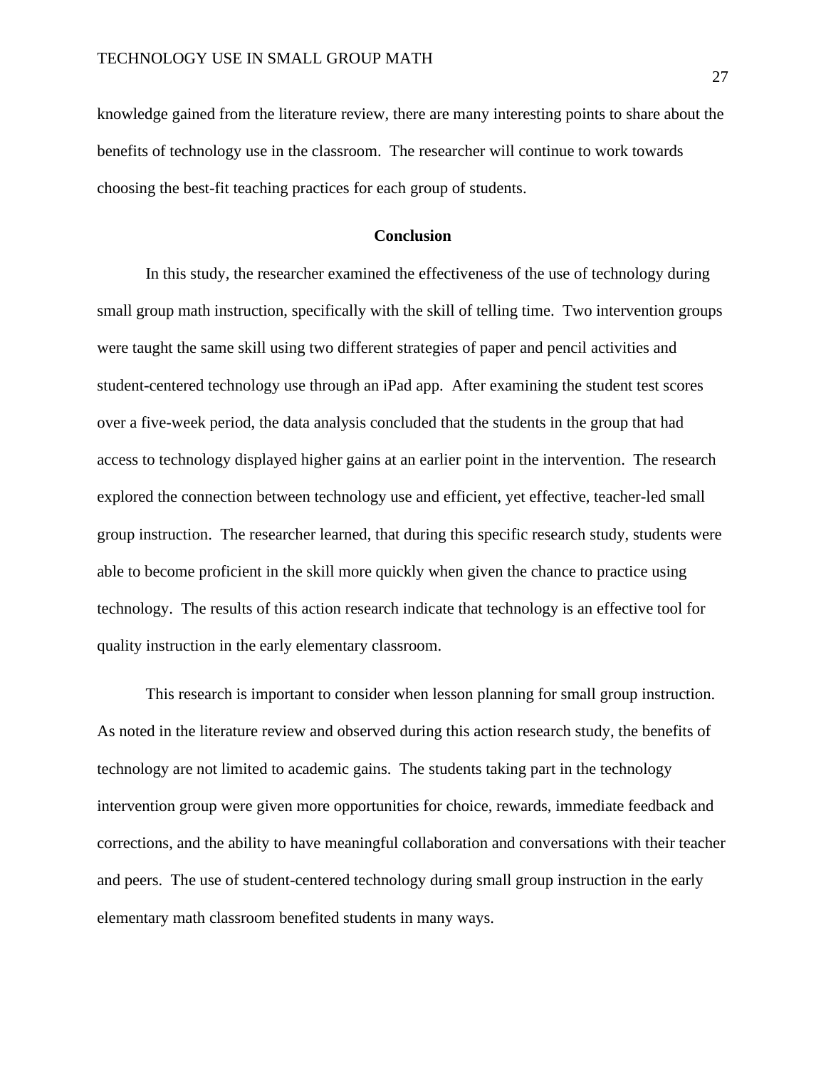knowledge gained from the literature review, there are many interesting points to share about the benefits of technology use in the classroom. The researcher will continue to work towards choosing the best-fit teaching practices for each group of students.

## Conclusion

In this study, the researcher examined the effectiveness of the use of technology during small group math instruction, specifically with the skill of telling time. Two intervention groups were taught the same skill using two different strategies of paper and pencil activities and student-centered technology use through an iPad app. After examining the student test scores over a five-week period, the data analysis concluded that the students in the group that had access to technology displayed higher gains at an earlier point in the intervention. The research explored the connection between technology use and efficient, yet effective, teacher-led small group instruction. The researcher learned, that during this specific research study, students were able to become proficient in the skill more quickly when given the chance to practice using technology. The results of this action research indicate that technology is an effective tool for quality instruction in the early elementary classroom.

This research is important to consider when lesson planning for small group instruction. As noted in the literature review and observed during this action research study, the benefits of technology are not limited to academic gains. The students taking part in the technology intervention group were given more opportunities for choice, rewards, immediate feedback and corrections, and the ability to have meaningful collaboration and conversations with their teacher and peers. The use of student-centered technology during small group instruction in the early elementary math classroom benefited students in many ways.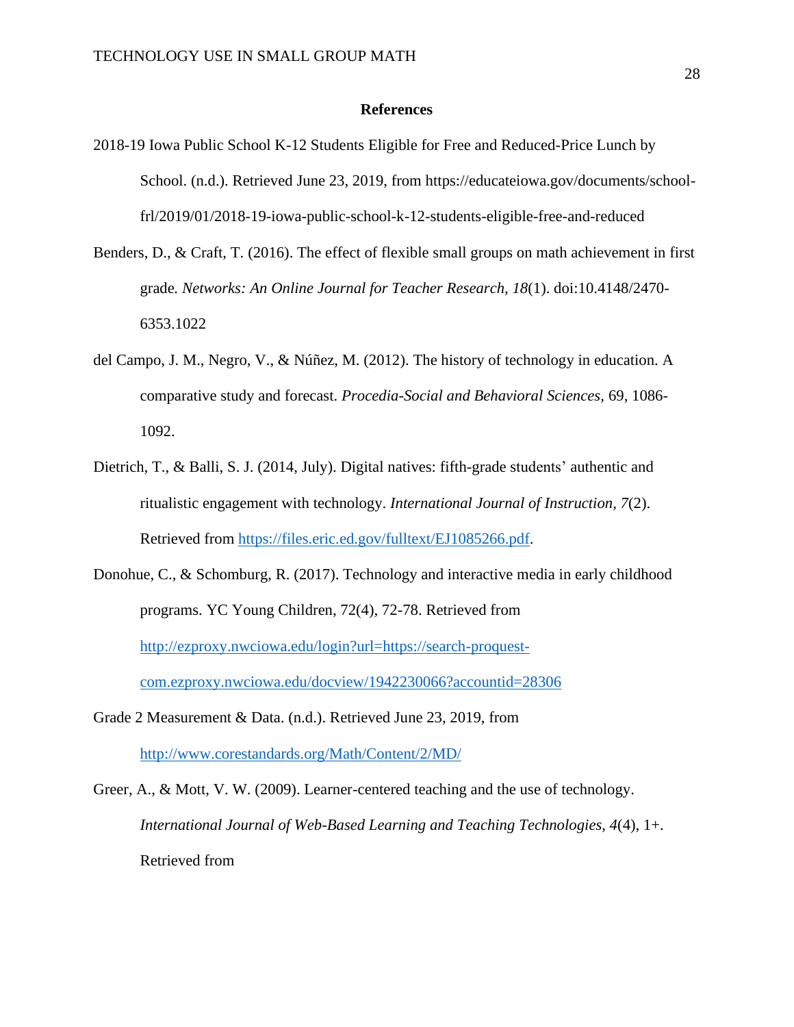**References**

2018-19 Iowa Public School K-12 Students Eligible for Free and Reduced-Price Lunch by School. (n.d.). Retrieved June 23, 2019, from https://educateiowa.gov/documents/school-frl/2019/01/2018-19-iowa-public-school-k-12-students-eligible-free-and-reduced

Benders, D., & Craft, T. (2016). The effect of flexible small groups on math achievement in first grade. *Networks: An Online Journal for Teacher Research*, *18*(1). doi:10.4148/2470-6353.1022

del Campo, J. M., Negro, V., & Núñez, M. (2012). The history of technology in education. A comparative study and forecast. *Procedia-Social and Behavioral Sciences*, 69, 1086-1092.

Dietrich, T., & Balli, S. J. (2014, July). Digital natives: fifth-grade students' authentic and ritualistic engagement with technology. *International Journal of Instruction*, *7*(2). Retrieved from https://files.eric.ed.gov/fulltext/EJ1085266.pdf.

Donohue, C., & Schomburg, R. (2017). Technology and interactive media in early childhood programs. YC Young Children, 72(4), 72-78. Retrieved from http://ezproxy.nwciowa.edu/login?url=https://search-proquest-com.ezproxy.nwciowa.edu/docview/1942230066?accountid=28306

Grade 2 Measurement & Data. (n.d.). Retrieved June 23, 2019, from http://www.corestandards.org/Math/Content/2/MD/

Greer, A., & Mott, V. W. (2009). Learner-centered teaching and the use of technology. *International Journal of Web-Based Learning and Teaching Technologies*, *4*(4), 1+. Retrieved from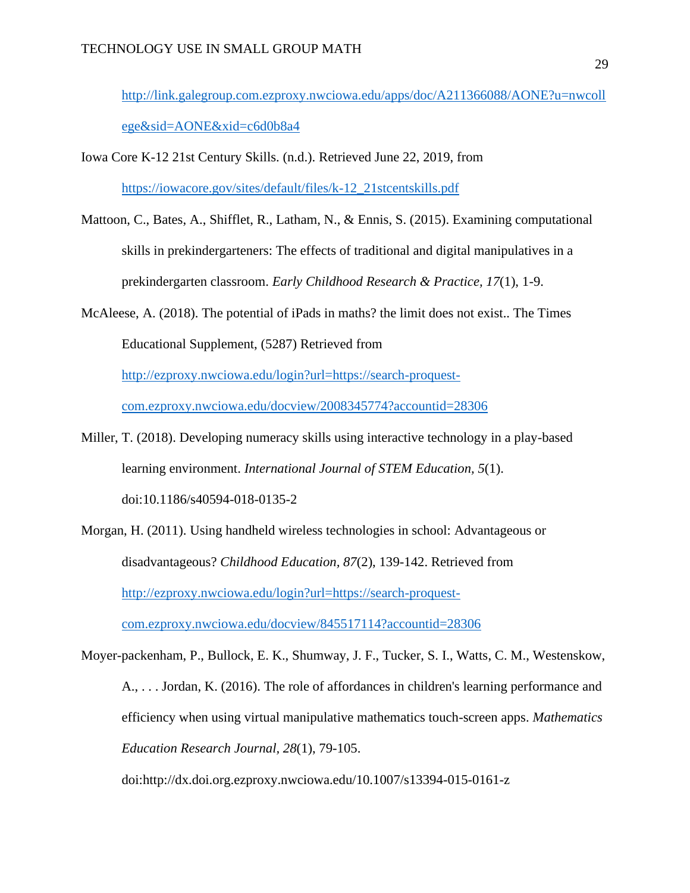http://link.galegroup.com.ezproxy.nwciowa.edu/apps/doc/A211366088/AONE?u=nwcollege&sid=AONE&xid=c6d0b8a4

Iowa Core K-12 21st Century Skills. (n.d.). Retrieved June 22, 2019, from https://iowacore.gov/sites/default/files/k-12_21stcentskills.pdf

Mattoon, C., Bates, A., Shifflet, R., Latham, N., & Ennis, S. (2015). Examining computational skills in prekindergarteners: The effects of traditional and digital manipulatives in a prekindergarten classroom. *Early Childhood Research & Practice, 17*(1), 1-9.

McAleese, A. (2018). The potential of iPads in maths? the limit does not exist.. The Times Educational Supplement, (5287) Retrieved from http://ezproxy.nwciowa.edu/login?url=https://search-proquest-com.ezproxy.nwciowa.edu/docview/2008345774?accountid=28306

Miller, T. (2018). Developing numeracy skills using interactive technology in a play-based learning environment. *International Journal of STEM Education, 5*(1). doi:10.1186/s40594-018-0135-2

Morgan, H. (2011). Using handheld wireless technologies in school: Advantageous or disadvantageous? *Childhood Education, 87*(2), 139-142. Retrieved from http://ezproxy.nwciowa.edu/login?url=https://search-proquest-com.ezproxy.nwciowa.edu/docview/845517114?accountid=28306

Moyer-packenham, P., Bullock, E. K., Shumway, J. F., Tucker, S. I., Watts, C. M., Westenskow, A., . . . Jordan, K. (2016). The role of affordances in children's learning performance and efficiency when using virtual manipulative mathematics touch-screen apps. *Mathematics Education Research Journal*, *28*(1), 79-105. doi:http://dx.doi.org.ezproxy.nwciowa.edu/10.1007/s13394-015-0161-z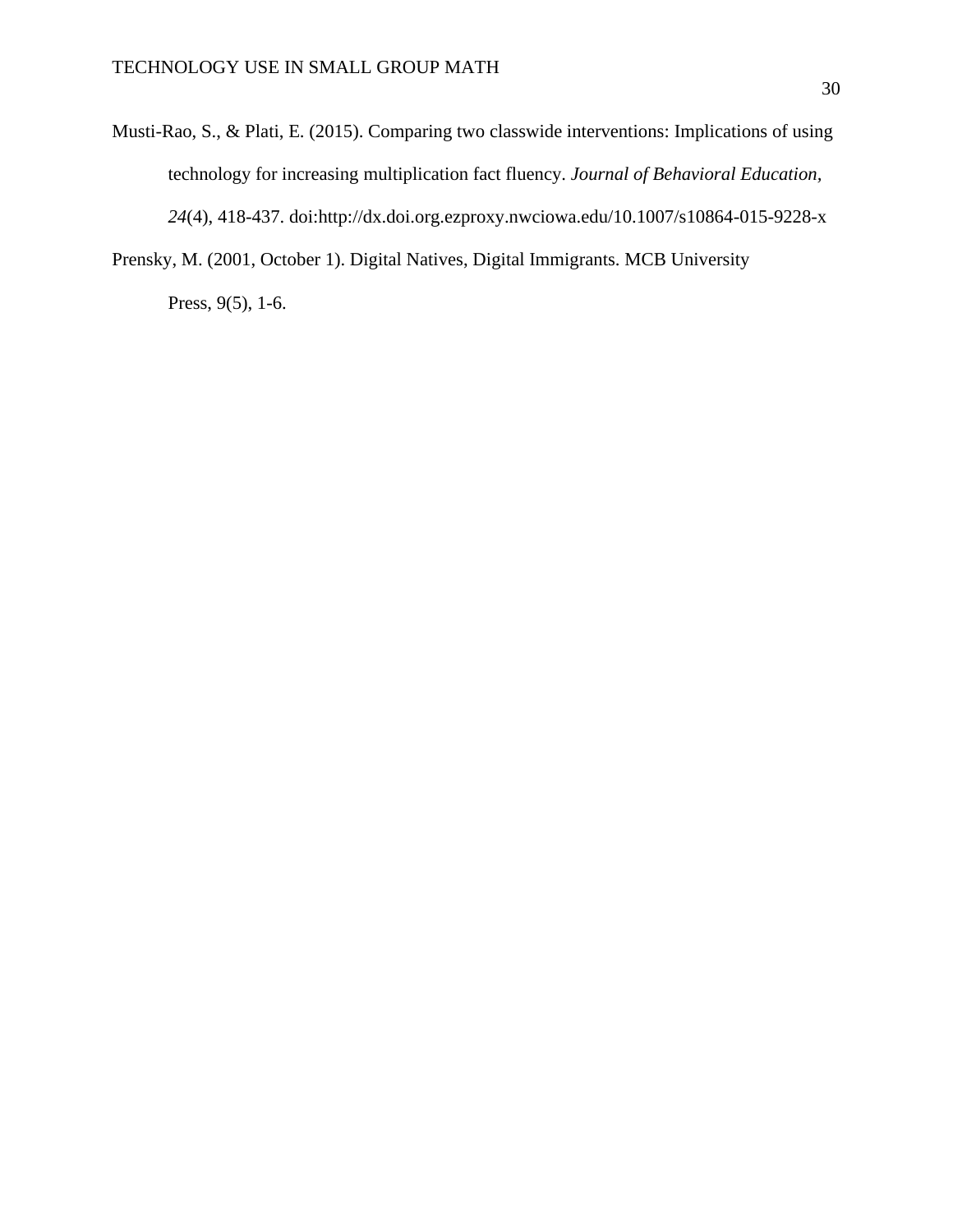Musti-Rao, S., & Plati, E. (2015). Comparing two classwide interventions: Implications of using technology for increasing multiplication fact fluency. *Journal of Behavioral Education, 24*(4), 418-437. doi:http://dx.doi.org.ezproxy.nwciowa.edu/10.1007/s10864-015-9228-x

Prensky, M. (2001, October 1). Digital Natives, Digital Immigrants. MCB University Press, 9(5), 1-6.